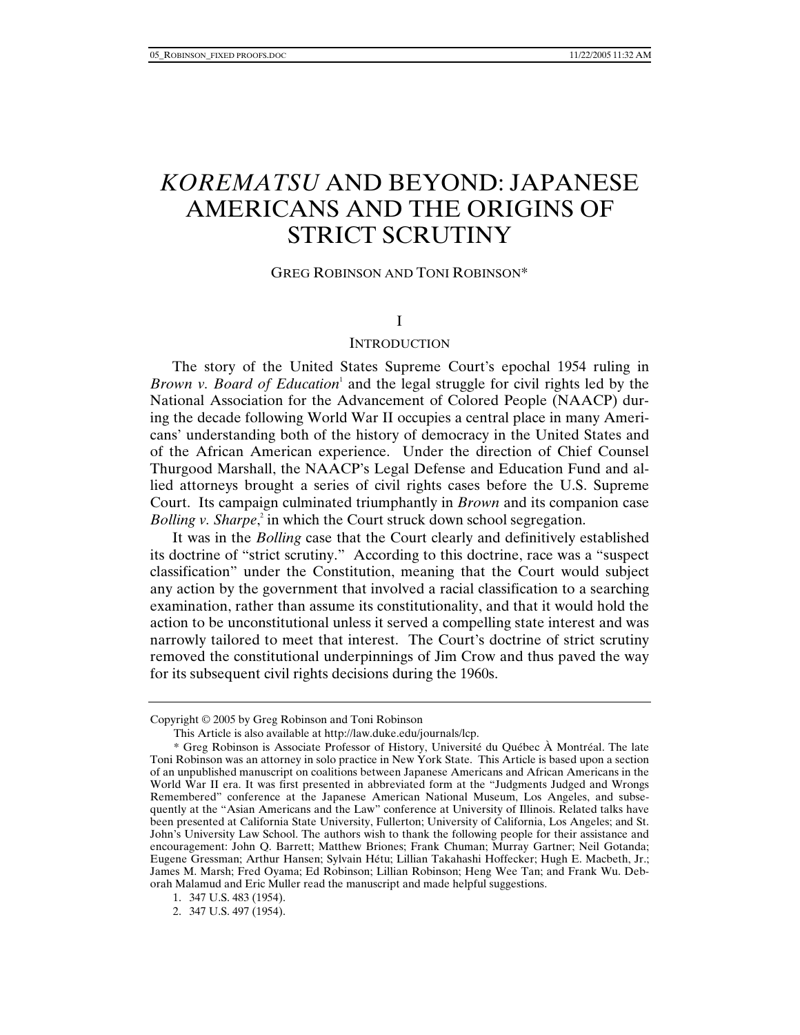# *KOREMATSU* AND BEYOND: JAPANESE AMERICANS AND THE ORIGINS OF STRICT SCRUTINY

GREG ROBINSON AND TONI ROBINSON*

## I

## INTRODUCTION

The story of the United States Supreme Court's epochal 1954 ruling in *Brown v. Board of Education*[1] and the legal struggle for civil rights led by the National Association for the Advancement of Colored People (NAACP) during the decade following World War II occupies a central place in many Americans' understanding both of the history of democracy in the United States and of the African American experience. Under the direction of Chief Counsel Thurgood Marshall, the NAACP's Legal Defense and Education Fund and allied attorneys brought a series of civil rights cases before the U.S. Supreme Court. Its campaign culminated triumphantly in *Brown* and its companion case *Bolling v. Sharpe*,[2] in which the Court struck down school segregation.

It was in the *Bolling* case that the Court clearly and definitively established its doctrine of "strict scrutiny." According to this doctrine, race was a "suspect classification" under the Constitution, meaning that the Court would subject any action by the government that involved a racial classification to a searching examination, rather than assume its constitutionality, and that it would hold the action to be unconstitutional unless it served a compelling state interest and was narrowly tailored to meet that interest. The Court's doctrine of strict scrutiny removed the constitutional underpinnings of Jim Crow and thus paved the way for its subsequent civil rights decisions during the 1960s.

---

Copyright © 2005 by Greg Robinson and Toni Robinson

This Article is also available at http://law.duke.edu/journals/lcp.

\* Greg Robinson is Associate Professor of History, Université du Québec À Montréal. The late Toni Robinson was an attorney in solo practice in New York State. This Article is based upon a section of an unpublished manuscript on coalitions between Japanese Americans and African Americans in the World War II era. It was first presented in abbreviated form at the "Judgments Judged and Wrongs Remembered" conference at the Japanese American National Museum, Los Angeles, and subsequently at the "Asian Americans and the Law" conference at University of Illinois. Related talks have been presented at California State University, Fullerton; University of California, Los Angeles; and St. John's University Law School. The authors wish to thank the following people for their assistance and encouragement: John Q. Barrett; Matthew Briones; Frank Chuman; Murray Gartner; Neil Gotanda; Eugene Gressman; Arthur Hansen; Sylvain Hétu; Lillian Takahashi Hoffecker; Hugh E. Macbeth, Jr.; James M. Marsh; Fred Oyama; Ed Robinson; Lillian Robinson; Heng Wee Tan; and Frank Wu. Deborah Malamud and Eric Muller read the manuscript and made helpful suggestions.

1. 347 U.S. 483 (1954).

2. 347 U.S. 497 (1954).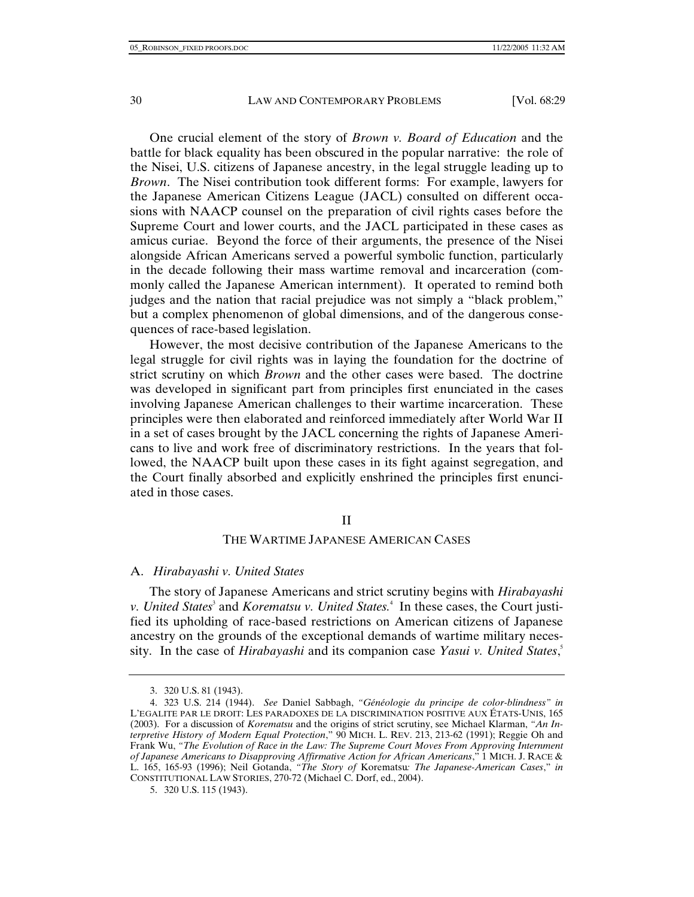One crucial element of the story of *Brown v. Board of Education* and the battle for black equality has been obscured in the popular narrative: the role of the Nisei, U.S. citizens of Japanese ancestry, in the legal struggle leading up to *Brown*. The Nisei contribution took different forms: For example, lawyers for the Japanese American Citizens League (JACL) consulted on different occasions with NAACP counsel on the preparation of civil rights cases before the Supreme Court and lower courts, and the JACL participated in these cases as amicus curiae. Beyond the force of their arguments, the presence of the Nisei alongside African Americans served a powerful symbolic function, particularly in the decade following their mass wartime removal and incarceration (commonly called the Japanese American internment). It operated to remind both judges and the nation that racial prejudice was not simply a "black problem," but a complex phenomenon of global dimensions, and of the dangerous consequences of race-based legislation.

However, the most decisive contribution of the Japanese Americans to the legal struggle for civil rights was in laying the foundation for the doctrine of strict scrutiny on which *Brown* and the other cases were based. The doctrine was developed in significant part from principles first enunciated in the cases involving Japanese American challenges to their wartime incarceration. These principles were then elaborated and reinforced immediately after World War II in a set of cases brought by the JACL concerning the rights of Japanese Americans to live and work free of discriminatory restrictions. In the years that followed, the NAACP built upon these cases in its fight against segregation, and the Court finally absorbed and explicitly enshrined the principles first enunciated in those cases.

## II

## THE WARTIME JAPANESE AMERICAN CASES

### A. *Hirabayashi v. United States*

The story of Japanese Americans and strict scrutiny begins with *Hirabayashi v. United States*[3] and *Korematsu v. United States.*[4] In these cases, the Court justified its upholding of race-based restrictions on American citizens of Japanese ancestry on the grounds of the exceptional demands of wartime military necessity. In the case of *Hirabayashi* and its companion case *Yasui v. United States*,[5]

---

3. 320 U.S. 81 (1943).

4. 323 U.S. 214 (1944). *See* Daniel Sabbagh, *"Généologie du principe de color-blindness" in* L'EGALITE PAR LE DROIT: LES PARADOXES DE LA DISCRIMINATION POSITIVE AUX ÉTATS-UNIS, 165 (2003). For a discussion of *Korematsu* and the origins of strict scrutiny, see Michael Klarman, *"An Interpretive History of Modern Equal Protection*," 90 MICH. L. REV. 213, 213-62 (1991); Reggie Oh and Frank Wu, *"The Evolution of Race in the Law: The Supreme Court Moves From Approving Internment of Japanese Americans to Disapproving Affirmative Action for African Americans*," 1 MICH. J. RACE & L. 165, 165-93 (1996); Neil Gotanda, *"The Story of* Korematsu*: The Japanese-American Cases*," *in* CONSTITUTIONAL LAW STORIES, 270-72 (Michael C. Dorf, ed., 2004).

5. 320 U.S. 115 (1943).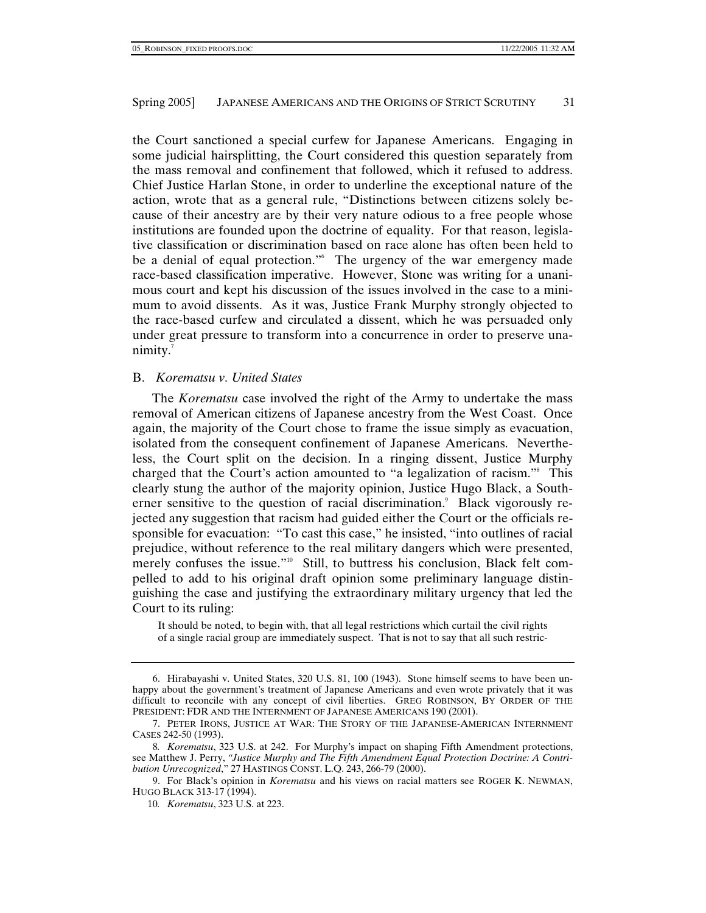the Court sanctioned a special curfew for Japanese Americans. Engaging in some judicial hairsplitting, the Court considered this question separately from the mass removal and confinement that followed, which it refused to address. Chief Justice Harlan Stone, in order to underline the exceptional nature of the action, wrote that as a general rule, "Distinctions between citizens solely because of their ancestry are by their very nature odious to a free people whose institutions are founded upon the doctrine of equality. For that reason, legislative classification or discrimination based on race alone has often been held to be a denial of equal protection."[6] The urgency of the war emergency made race-based classification imperative. However, Stone was writing for a unanimous court and kept his discussion of the issues involved in the case to a minimum to avoid dissents. As it was, Justice Frank Murphy strongly objected to the race-based curfew and circulated a dissent, which he was persuaded only under great pressure to transform into a concurrence in order to preserve unanimity.[7]

### B. *Korematsu v. United States*

The *Korematsu* case involved the right of the Army to undertake the mass removal of American citizens of Japanese ancestry from the West Coast. Once again, the majority of the Court chose to frame the issue simply as evacuation, isolated from the consequent confinement of Japanese Americans. Nevertheless, the Court split on the decision. In a ringing dissent, Justice Murphy charged that the Court's action amounted to "a legalization of racism."[8] This clearly stung the author of the majority opinion, Justice Hugo Black, a Southerner sensitive to the question of racial discrimination.[9] Black vigorously rejected any suggestion that racism had guided either the Court or the officials responsible for evacuation: "To cast this case," he insisted, "into outlines of racial prejudice, without reference to the real military dangers which were presented, merely confuses the issue."[10] Still, to buttress his conclusion, Black felt compelled to add to his original draft opinion some preliminary language distinguishing the case and justifying the extraordinary military urgency that led the Court to its ruling:

> It should be noted, to begin with, that all legal restrictions which curtail the civil rights of a single racial group are immediately suspect. That is not to say that all such restric-

---

6. Hirabayashi v. United States, 320 U.S. 81, 100 (1943). Stone himself seems to have been unhappy about the government's treatment of Japanese Americans and even wrote privately that it was difficult to reconcile with any concept of civil liberties. GREG ROBINSON, BY ORDER OF THE PRESIDENT: FDR AND THE INTERNMENT OF JAPANESE AMERICANS 190 (2001).

7. PETER IRONS, JUSTICE AT WAR: THE STORY OF THE JAPANESE-AMERICAN INTERNMENT CASES 242-50 (1993).

8. *Korematsu*, 323 U.S. at 242. For Murphy's impact on shaping Fifth Amendment protections, see Matthew J. Perry, "*Justice Murphy and The Fifth Amendment Equal Protection Doctrine: A Contribution Unrecognized*," 27 HASTINGS CONST. L.Q. 243, 266-79 (2000).

9. For Black's opinion in *Korematsu* and his views on racial matters see ROGER K. NEWMAN, HUGO BLACK 313-17 (1994).

10. *Korematsu*, 323 U.S. at 223.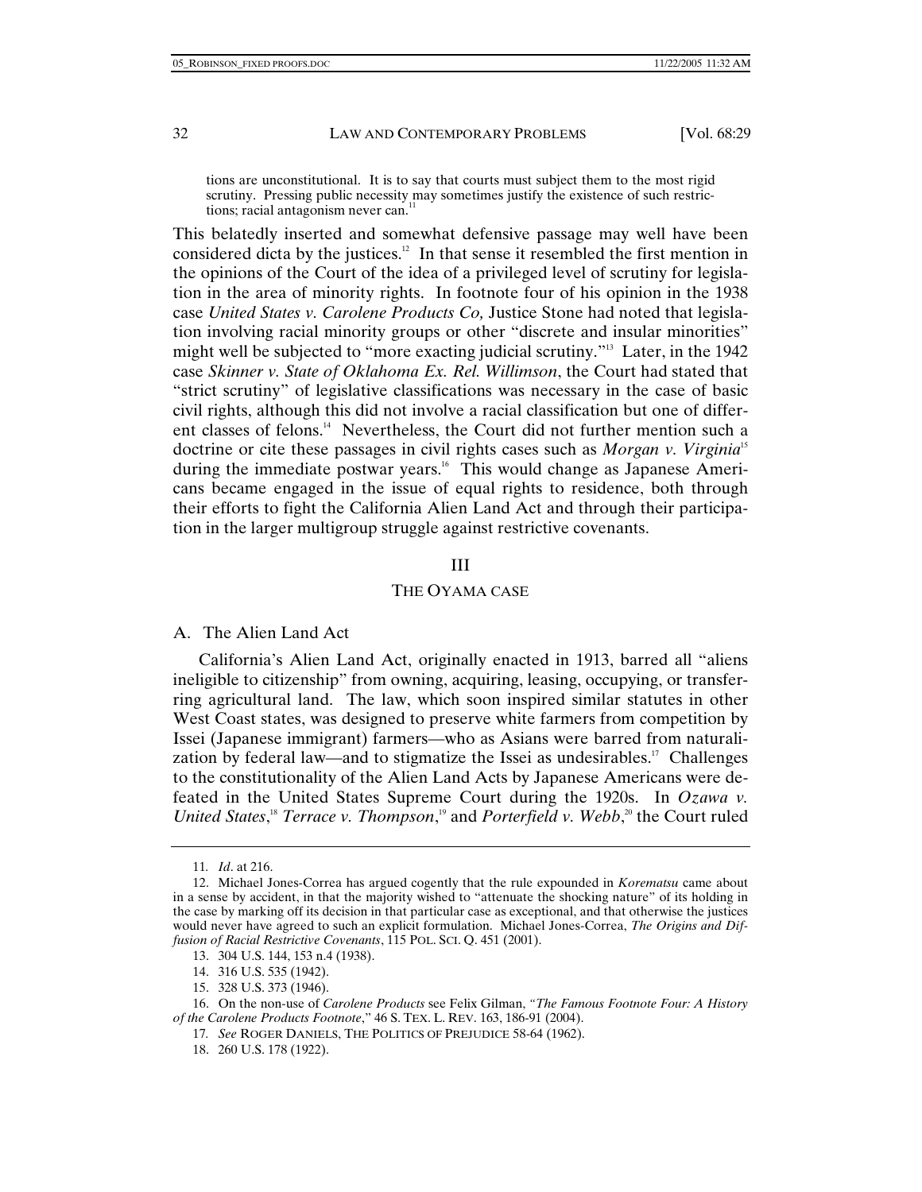> tions are unconstitutional. It is to say that courts must subject them to the most rigid scrutiny. Pressing public necessity may sometimes justify the existence of such restrictions; racial antagonism never can.[11]

This belatedly inserted and somewhat defensive passage may well have been considered dicta by the justices.[12] In that sense it resembled the first mention in the opinions of the Court of the idea of a privileged level of scrutiny for legislation in the area of minority rights. In footnote four of his opinion in the 1938 case *United States v. Carolene Products Co,* Justice Stone had noted that legislation involving racial minority groups or other "discrete and insular minorities" might well be subjected to "more exacting judicial scrutiny."[13] Later, in the 1942 case *Skinner v. State of Oklahoma Ex. Rel. Willimson*, the Court had stated that "strict scrutiny" of legislative classifications was necessary in the case of basic civil rights, although this did not involve a racial classification but one of different classes of felons.[14] Nevertheless, the Court did not further mention such a doctrine or cite these passages in civil rights cases such as *Morgan v. Virginia*[15] during the immediate postwar years.[16] This would change as Japanese Americans became engaged in the issue of equal rights to residence, both through their efforts to fight the California Alien Land Act and through their participation in the larger multigroup struggle against restrictive covenants.

## III

## THE OYAMA CASE

### A. The Alien Land Act

California's Alien Land Act, originally enacted in 1913, barred all "aliens ineligible to citizenship" from owning, acquiring, leasing, occupying, or transferring agricultural land. The law, which soon inspired similar statutes in other West Coast states, was designed to preserve white farmers from competition by Issei (Japanese immigrant) farmers—who as Asians were barred from naturalization by federal law—and to stigmatize the Issei as undesirables.[17] Challenges to the constitutionality of the Alien Land Acts by Japanese Americans were defeated in the United States Supreme Court during the 1920s. In *Ozawa v. United States*,[18] *Terrace v. Thompson*,[19] and *Porterfield v. Webb*,[20] the Court ruled

---

11. *Id*. at 216.

12. Michael Jones-Correa has argued cogently that the rule expounded in *Korematsu* came about in a sense by accident, in that the majority wished to "attenuate the shocking nature" of its holding in the case by marking off its decision in that particular case as exceptional, and that otherwise the justices would never have agreed to such an explicit formulation. Michael Jones-Correa, *The Origins and Diffusion of Racial Restrictive Covenants*, 115 POL. SCI. Q. 451 (2001).

13. 304 U.S. 144, 153 n.4 (1938).

14. 316 U.S. 535 (1942).

15. 328 U.S. 373 (1946).

16. On the non-use of *Carolene Products* see Felix Gilman, "*The Famous Footnote Four: A History of the Carolene Products Footnote*," 46 S. TEX. L. REV. 163, 186-91 (2004).

17. *See* ROGER DANIELS, THE POLITICS OF PREJUDICE 58-64 (1962).

18. 260 U.S. 178 (1922).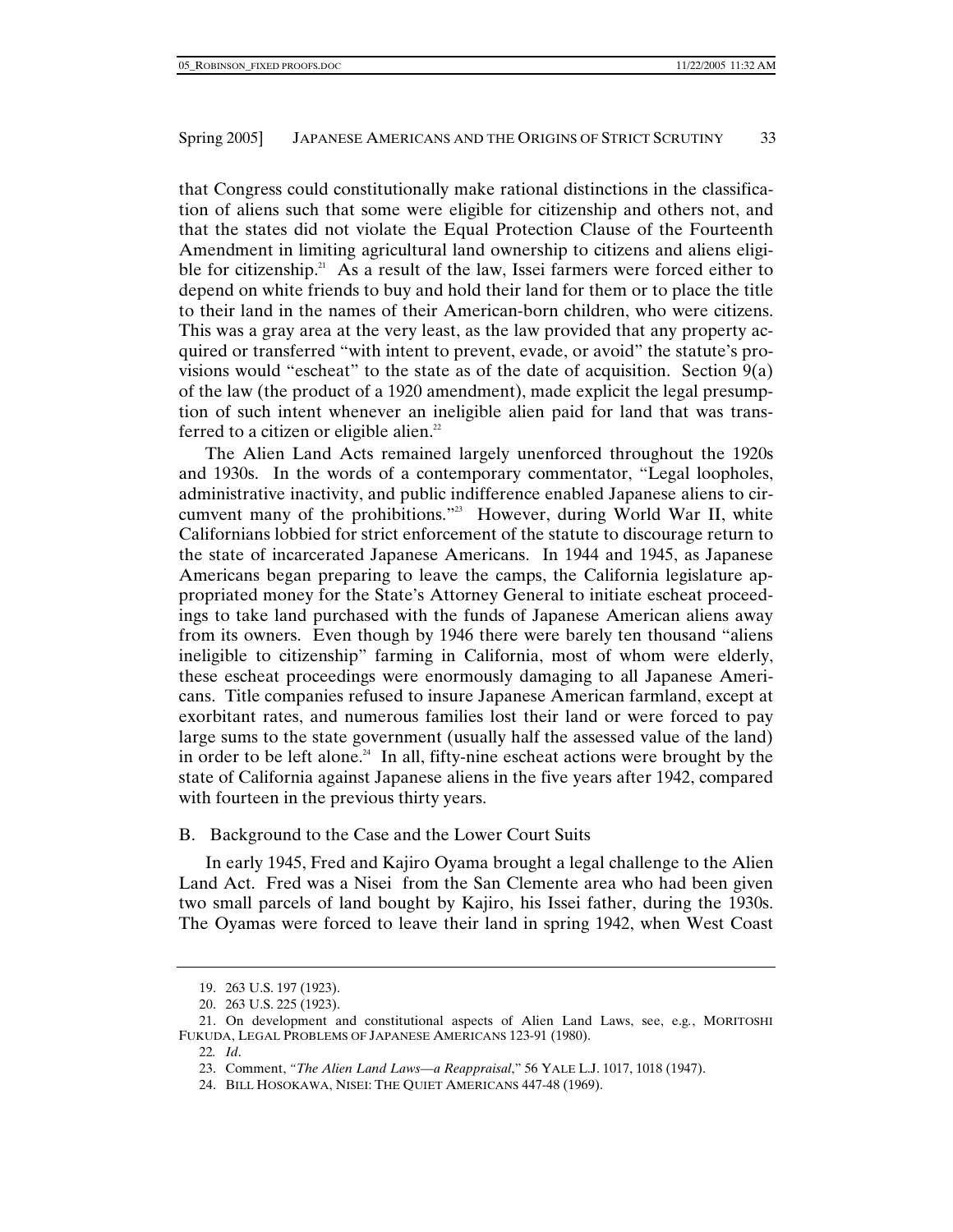that Congress could constitutionally make rational distinctions in the classification of aliens such that some were eligible for citizenship and others not, and that the states did not violate the Equal Protection Clause of the Fourteenth Amendment in limiting agricultural land ownership to citizens and aliens eligible for citizenship.[21] As a result of the law, Issei farmers were forced either to depend on white friends to buy and hold their land for them or to place the title to their land in the names of their American-born children, who were citizens. This was a gray area at the very least, as the law provided that any property acquired or transferred "with intent to prevent, evade, or avoid" the statute's provisions would "escheat" to the state as of the date of acquisition. Section 9(a) of the law (the product of a 1920 amendment), made explicit the legal presumption of such intent whenever an ineligible alien paid for land that was transferred to a citizen or eligible alien.[22]

The Alien Land Acts remained largely unenforced throughout the 1920s and 1930s. In the words of a contemporary commentator, "Legal loopholes, administrative inactivity, and public indifference enabled Japanese aliens to circumvent many of the prohibitions."[23] However, during World War II, white Californians lobbied for strict enforcement of the statute to discourage return to the state of incarcerated Japanese Americans. In 1944 and 1945, as Japanese Americans began preparing to leave the camps, the California legislature appropriated money for the State's Attorney General to initiate escheat proceedings to take land purchased with the funds of Japanese American aliens away from its owners. Even though by 1946 there were barely ten thousand "aliens ineligible to citizenship" farming in California, most of whom were elderly, these escheat proceedings were enormously damaging to all Japanese Americans. Title companies refused to insure Japanese American farmland, except at exorbitant rates, and numerous families lost their land or were forced to pay large sums to the state government (usually half the assessed value of the land) in order to be left alone.[24] In all, fifty-nine escheat actions were brought by the state of California against Japanese aliens in the five years after 1942, compared with fourteen in the previous thirty years.

## B. Background to the Case and the Lower Court Suits

In early 1945, Fred and Kajiro Oyama brought a legal challenge to the Alien Land Act. Fred was a Nisei from the San Clemente area who had been given two small parcels of land bought by Kajiro, his Issei father, during the 1930s. The Oyamas were forced to leave their land in spring 1942, when West Coast

---

19. 263 U.S. 197 (1923).

20. 263 U.S. 225 (1923).

21. On development and constitutional aspects of Alien Land Laws, see, e.g., MORITOSHI FUKUDA, LEGAL PROBLEMS OF JAPANESE AMERICANS 123-91 (1980).

22. *Id*.

23. Comment, *"The Alien Land Laws—a Reappraisal*," 56 YALE L.J. 1017, 1018 (1947).

24. BILL HOSOKAWA, NISEI: THE QUIET AMERICANS 447-48 (1969).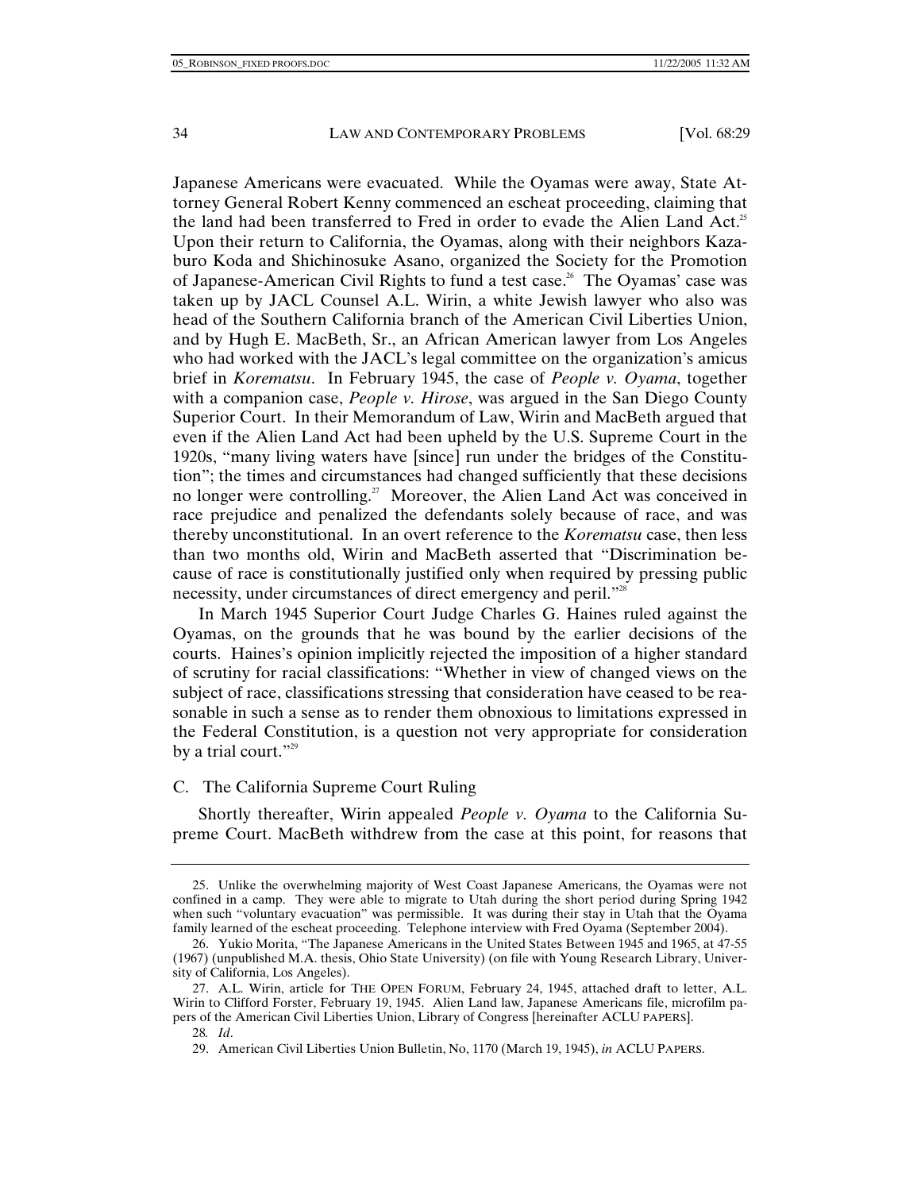Japanese Americans were evacuated. While the Oyamas were away, State Attorney General Robert Kenny commenced an escheat proceeding, claiming that the land had been transferred to Fred in order to evade the Alien Land Act.[25] Upon their return to California, the Oyamas, along with their neighbors Kazaburo Koda and Shichinosuke Asano, organized the Society for the Promotion of Japanese-American Civil Rights to fund a test case.[26] The Oyamas' case was taken up by JACL Counsel A.L. Wirin, a white Jewish lawyer who also was head of the Southern California branch of the American Civil Liberties Union, and by Hugh E. MacBeth, Sr., an African American lawyer from Los Angeles who had worked with the JACL's legal committee on the organization's amicus brief in *Korematsu*. In February 1945, the case of *People v. Oyama*, together with a companion case, *People v. Hirose*, was argued in the San Diego County Superior Court. In their Memorandum of Law, Wirin and MacBeth argued that even if the Alien Land Act had been upheld by the U.S. Supreme Court in the 1920s, "many living waters have [since] run under the bridges of the Constitution"; the times and circumstances had changed sufficiently that these decisions no longer were controlling.[27] Moreover, the Alien Land Act was conceived in race prejudice and penalized the defendants solely because of race, and was thereby unconstitutional. In an overt reference to the *Korematsu* case, then less than two months old, Wirin and MacBeth asserted that "Discrimination because of race is constitutionally justified only when required by pressing public necessity, under circumstances of direct emergency and peril."[28]

In March 1945 Superior Court Judge Charles G. Haines ruled against the Oyamas, on the grounds that he was bound by the earlier decisions of the courts. Haines's opinion implicitly rejected the imposition of a higher standard of scrutiny for racial classifications: "Whether in view of changed views on the subject of race, classifications stressing that consideration have ceased to be reasonable in such a sense as to render them obnoxious to limitations expressed in the Federal Constitution, is a question not very appropriate for consideration by a trial court."[29]

### C. The California Supreme Court Ruling

Shortly thereafter, Wirin appealed *People v. Oyama* to the California Supreme Court. MacBeth withdrew from the case at this point, for reasons that

---

25. Unlike the overwhelming majority of West Coast Japanese Americans, the Oyamas were not confined in a camp. They were able to migrate to Utah during the short period during Spring 1942 when such "voluntary evacuation" was permissible. It was during their stay in Utah that the Oyama family learned of the escheat proceeding. Telephone interview with Fred Oyama (September 2004).

26. Yukio Morita, "The Japanese Americans in the United States Between 1945 and 1965, at 47-55 (1967) (unpublished M.A. thesis, Ohio State University) (on file with Young Research Library, University of California, Los Angeles).

27. A.L. Wirin, article for THE OPEN FORUM, February 24, 1945, attached draft to letter, A.L. Wirin to Clifford Forster, February 19, 1945. Alien Land law, Japanese Americans file, microfilm papers of the American Civil Liberties Union, Library of Congress [hereinafter ACLU PAPERS].

28. *Id*.

29. American Civil Liberties Union Bulletin, No, 1170 (March 19, 1945), *in* ACLU PAPERS.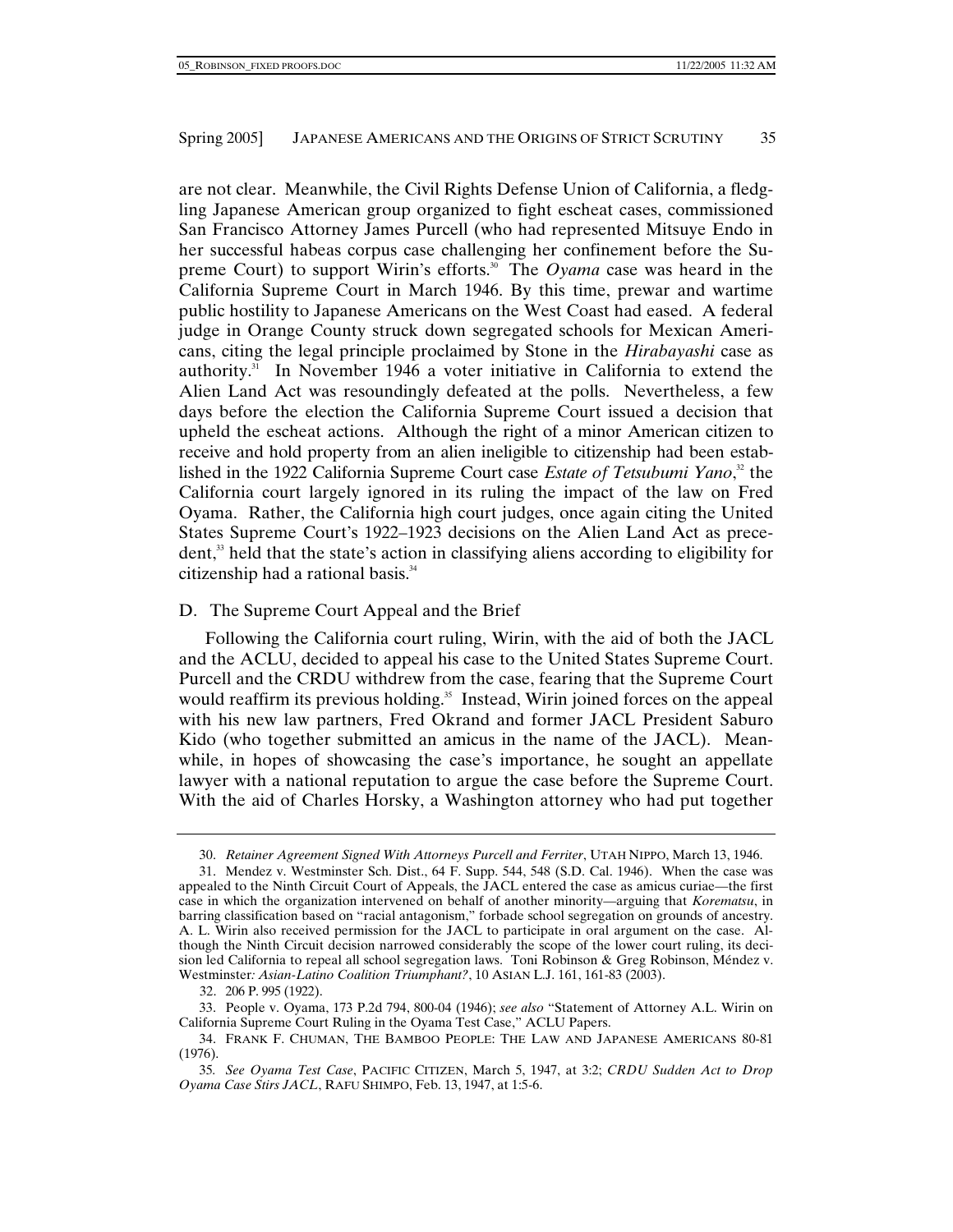are not clear. Meanwhile, the Civil Rights Defense Union of California, a fledgling Japanese American group organized to fight escheat cases, commissioned San Francisco Attorney James Purcell (who had represented Mitsuye Endo in her successful habeas corpus case challenging her confinement before the Supreme Court) to support Wirin's efforts.[30] The *Oyama* case was heard in the California Supreme Court in March 1946. By this time, prewar and wartime public hostility to Japanese Americans on the West Coast had eased. A federal judge in Orange County struck down segregated schools for Mexican Americans, citing the legal principle proclaimed by Stone in the *Hirabayashi* case as authority.[31] In November 1946 a voter initiative in California to extend the Alien Land Act was resoundingly defeated at the polls. Nevertheless, a few days before the election the California Supreme Court issued a decision that upheld the escheat actions. Although the right of a minor American citizen to receive and hold property from an alien ineligible to citizenship had been established in the 1922 California Supreme Court case *Estate of Tetsubumi Yano*,[32] the California court largely ignored in its ruling the impact of the law on Fred Oyama. Rather, the California high court judges, once again citing the United States Supreme Court's 1922–1923 decisions on the Alien Land Act as precedent,[33] held that the state's action in classifying aliens according to eligibility for citizenship had a rational basis.[34]

## D. The Supreme Court Appeal and the Brief

Following the California court ruling, Wirin, with the aid of both the JACL and the ACLU, decided to appeal his case to the United States Supreme Court. Purcell and the CRDU withdrew from the case, fearing that the Supreme Court would reaffirm its previous holding.[35] Instead, Wirin joined forces on the appeal with his new law partners, Fred Okrand and former JACL President Saburo Kido (who together submitted an amicus in the name of the JACL). Meanwhile, in hopes of showcasing the case's importance, he sought an appellate lawyer with a national reputation to argue the case before the Supreme Court. With the aid of Charles Horsky, a Washington attorney who had put together

---

30. *Retainer Agreement Signed With Attorneys Purcell and Ferriter*, UTAH NIPPO, March 13, 1946.

31. Mendez v. Westminster Sch. Dist., 64 F. Supp. 544, 548 (S.D. Cal. 1946). When the case was appealed to the Ninth Circuit Court of Appeals, the JACL entered the case as amicus curiae—the first case in which the organization intervened on behalf of another minority—arguing that *Korematsu*, in barring classification based on "racial antagonism," forbade school segregation on grounds of ancestry. A. L. Wirin also received permission for the JACL to participate in oral argument on the case. Although the Ninth Circuit decision narrowed considerably the scope of the lower court ruling, its decision led California to repeal all school segregation laws. Toni Robinson & Greg Robinson, Méndez v. Westminster*: Asian-Latino Coalition Triumphant?*, 10 ASIAN L.J. 161, 161-83 (2003).

32. 206 P. 995 (1922).

33. People v. Oyama, 173 P.2d 794, 800-04 (1946); *see also* "Statement of Attorney A.L. Wirin on California Supreme Court Ruling in the Oyama Test Case," ACLU Papers.

34. FRANK F. CHUMAN, THE BAMBOO PEOPLE: THE LAW AND JAPANESE AMERICANS 80-81 (1976).

35. *See Oyama Test Case*, PACIFIC CITIZEN, March 5, 1947, at 3:2; *CRDU Sudden Act to Drop Oyama Case Stirs JACL*, RAFU SHIMPO, Feb. 13, 1947, at 1:5-6.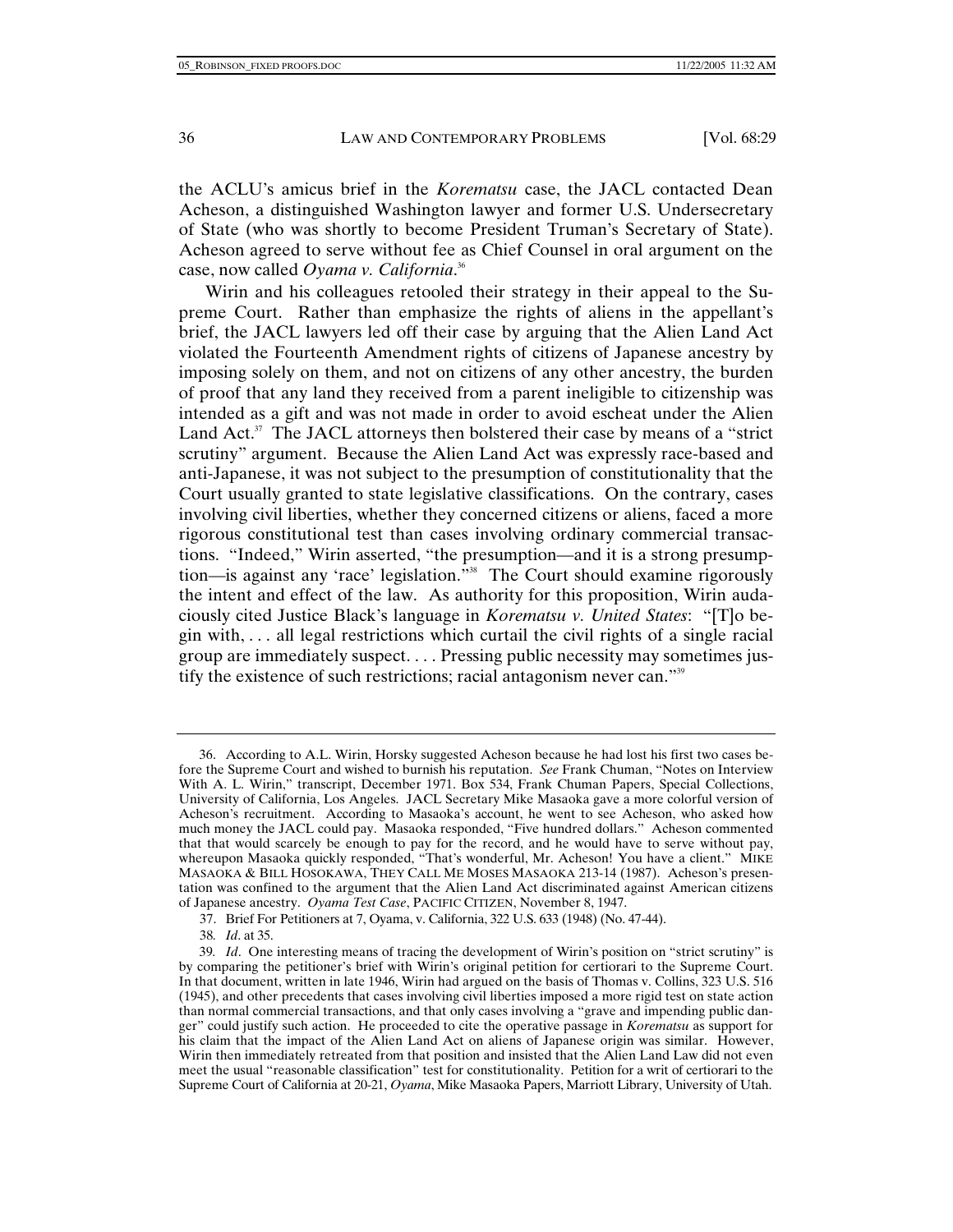the ACLU's amicus brief in the *Korematsu* case, the JACL contacted Dean Acheson, a distinguished Washington lawyer and former U.S. Undersecretary of State (who was shortly to become President Truman's Secretary of State). Acheson agreed to serve without fee as Chief Counsel in oral argument on the case, now called *Oyama v. California*.[36]

Wirin and his colleagues retooled their strategy in their appeal to the Supreme Court. Rather than emphasize the rights of aliens in the appellant's brief, the JACL lawyers led off their case by arguing that the Alien Land Act violated the Fourteenth Amendment rights of citizens of Japanese ancestry by imposing solely on them, and not on citizens of any other ancestry, the burden of proof that any land they received from a parent ineligible to citizenship was intended as a gift and was not made in order to avoid escheat under the Alien Land Act.[37] The JACL attorneys then bolstered their case by means of a "strict scrutiny" argument. Because the Alien Land Act was expressly race-based and anti-Japanese, it was not subject to the presumption of constitutionality that the Court usually granted to state legislative classifications. On the contrary, cases involving civil liberties, whether they concerned citizens or aliens, faced a more rigorous constitutional test than cases involving ordinary commercial transactions. "Indeed," Wirin asserted, "the presumption—and it is a strong presumption—is against any 'race' legislation."[38] The Court should examine rigorously the intent and effect of the law. As authority for this proposition, Wirin audaciously cited Justice Black's language in *Korematsu v. United States*: "[T]o begin with, . . . all legal restrictions which curtail the civil rights of a single racial group are immediately suspect. . . . Pressing public necessity may sometimes justify the existence of such restrictions; racial antagonism never can."[39]

---

36. According to A.L. Wirin, Horsky suggested Acheson because he had lost his first two cases before the Supreme Court and wished to burnish his reputation. *See* Frank Chuman, "Notes on Interview With A. L. Wirin," transcript, December 1971. Box 534, Frank Chuman Papers, Special Collections, University of California, Los Angeles. JACL Secretary Mike Masaoka gave a more colorful version of Acheson's recruitment. According to Masaoka's account, he went to see Acheson, who asked how much money the JACL could pay. Masaoka responded, "Five hundred dollars." Acheson commented that that would scarcely be enough to pay for the record, and he would have to serve without pay, whereupon Masaoka quickly responded, "That's wonderful, Mr. Acheson! You have a client." MIKE MASAOKA & BILL HOSOKAWA, THEY CALL ME MOSES MASAOKA 213-14 (1987). Acheson's presentation was confined to the argument that the Alien Land Act discriminated against American citizens of Japanese ancestry. *Oyama Test Case*, PACIFIC CITIZEN, November 8, 1947.

37. Brief For Petitioners at 7, Oyama, v. California, 322 U.S. 633 (1948) (No. 47-44).

38. *Id*. at 35.

39. *Id*. One interesting means of tracing the development of Wirin's position on "strict scrutiny" is by comparing the petitioner's brief with Wirin's original petition for certiorari to the Supreme Court. In that document, written in late 1946, Wirin had argued on the basis of Thomas v. Collins, 323 U.S. 516 (1945), and other precedents that cases involving civil liberties imposed a more rigid test on state action than normal commercial transactions, and that only cases involving a "grave and impending public danger" could justify such action. He proceeded to cite the operative passage in *Korematsu* as support for his claim that the impact of the Alien Land Act on aliens of Japanese origin was similar. However, Wirin then immediately retreated from that position and insisted that the Alien Land Law did not even meet the usual "reasonable classification" test for constitutionality. Petition for a writ of certiorari to the Supreme Court of California at 20-21, *Oyama*, Mike Masaoka Papers, Marriott Library, University of Utah.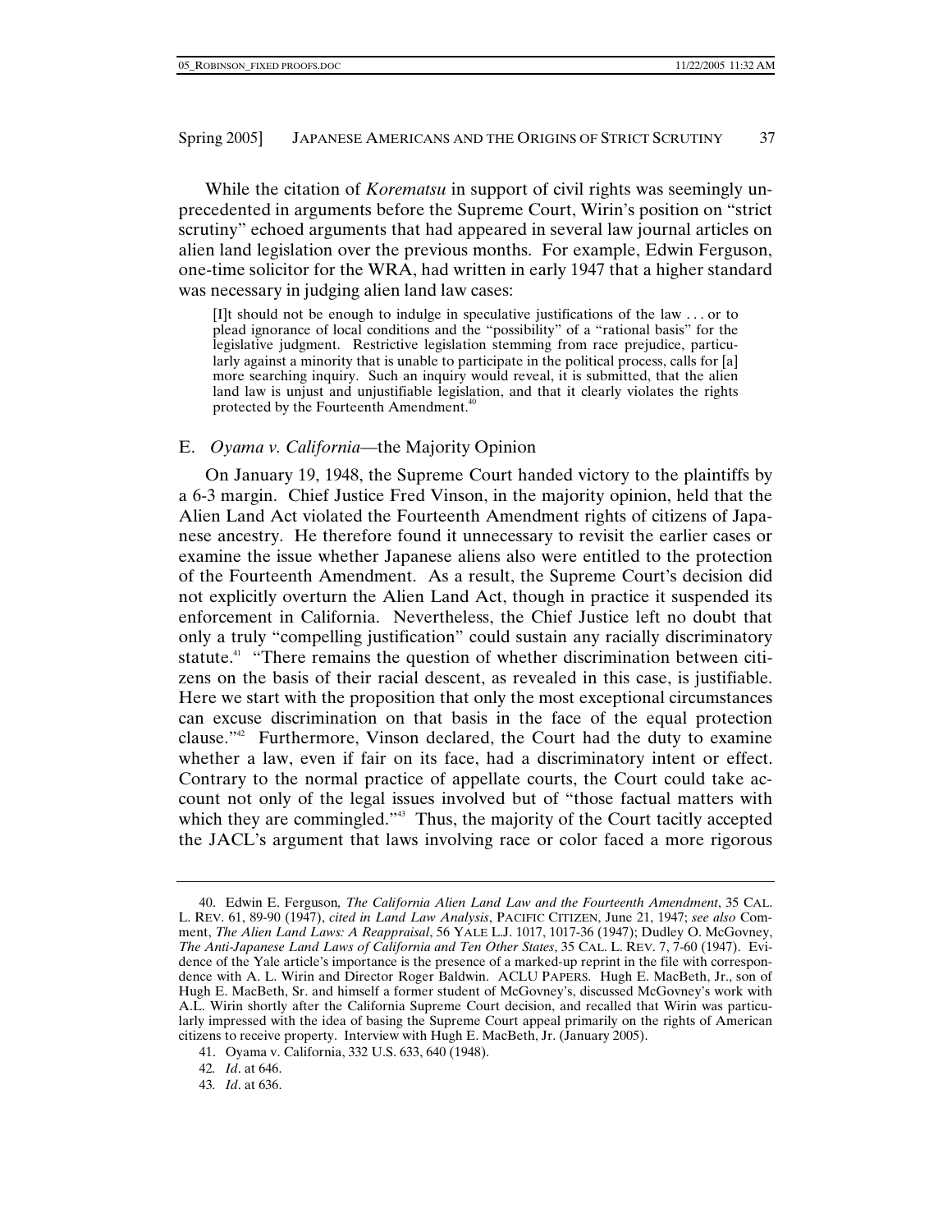While the citation of *Korematsu* in support of civil rights was seemingly unprecedented in arguments before the Supreme Court, Wirin's position on "strict scrutiny" echoed arguments that had appeared in several law journal articles on alien land legislation over the previous months. For example, Edwin Ferguson, one-time solicitor for the WRA, had written in early 1947 that a higher standard was necessary in judging alien land law cases:

> [I]t should not be enough to indulge in speculative justifications of the law . . . or to plead ignorance of local conditions and the "possibility" of a "rational basis" for the legislative judgment. Restrictive legislation stemming from race prejudice, particularly against a minority that is unable to participate in the political process, calls for [a] more searching inquiry. Such an inquiry would reveal, it is submitted, that the alien land law is unjust and unjustifiable legislation, and that it clearly violates the rights protected by the Fourteenth Amendment.[40]

## E. *Oyama v. California*—the Majority Opinion

On January 19, 1948, the Supreme Court handed victory to the plaintiffs by a 6-3 margin. Chief Justice Fred Vinson, in the majority opinion, held that the Alien Land Act violated the Fourteenth Amendment rights of citizens of Japanese ancestry. He therefore found it unnecessary to revisit the earlier cases or examine the issue whether Japanese aliens also were entitled to the protection of the Fourteenth Amendment. As a result, the Supreme Court's decision did not explicitly overturn the Alien Land Act, though in practice it suspended its enforcement in California. Nevertheless, the Chief Justice left no doubt that only a truly "compelling justification" could sustain any racially discriminatory statute.[41] "There remains the question of whether discrimination between citizens on the basis of their racial descent, as revealed in this case, is justifiable. Here we start with the proposition that only the most exceptional circumstances can excuse discrimination on that basis in the face of the equal protection clause."[42] Furthermore, Vinson declared, the Court had the duty to examine whether a law, even if fair on its face, had a discriminatory intent or effect. Contrary to the normal practice of appellate courts, the Court could take account not only of the legal issues involved but of "those factual matters with which they are commingled."[43] Thus, the majority of the Court tacitly accepted the JACL's argument that laws involving race or color faced a more rigorous

---

40. Edwin E. Ferguson*, The California Alien Land Law and the Fourteenth Amendment*, 35 CAL. L. REV. 61, 89-90 (1947), *cited in Land Law Analysis*, PACIFIC CITIZEN, June 21, 1947; *see also* Comment, *The Alien Land Laws: A Reappraisal*, 56 YALE L.J. 1017, 1017-36 (1947); Dudley O. McGovney, *The Anti-Japanese Land Laws of California and Ten Other States*, 35 CAL. L. REV. 7, 7-60 (1947). Evidence of the Yale article's importance is the presence of a marked-up reprint in the file with correspondence with A. L. Wirin and Director Roger Baldwin. ACLU PAPERS. Hugh E. MacBeth, Jr., son of Hugh E. MacBeth, Sr. and himself a former student of McGovney's, discussed McGovney's work with A.L. Wirin shortly after the California Supreme Court decision, and recalled that Wirin was particularly impressed with the idea of basing the Supreme Court appeal primarily on the rights of American citizens to receive property. Interview with Hugh E. MacBeth, Jr. (January 2005).

41. Oyama v. California, 332 U.S. 633, 640 (1948).

42. *Id*. at 646.

43. *Id*. at 636.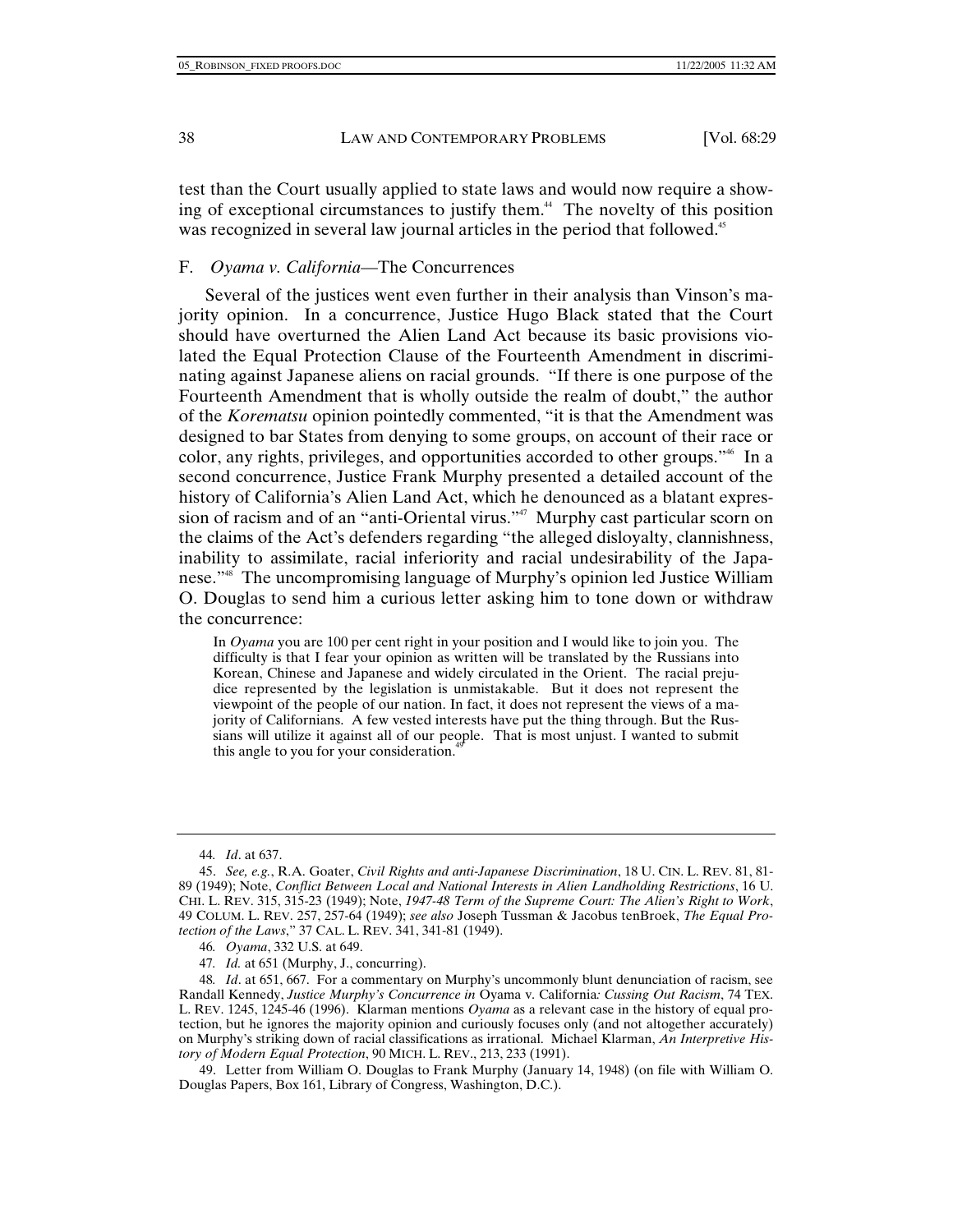test than the Court usually applied to state laws and would now require a showing of exceptional circumstances to justify them.[44] The novelty of this position was recognized in several law journal articles in the period that followed.[45]

### F. *Oyama v. California*—The Concurrences

Several of the justices went even further in their analysis than Vinson's majority opinion. In a concurrence, Justice Hugo Black stated that the Court should have overturned the Alien Land Act because its basic provisions violated the Equal Protection Clause of the Fourteenth Amendment in discriminating against Japanese aliens on racial grounds. "If there is one purpose of the Fourteenth Amendment that is wholly outside the realm of doubt," the author of the *Korematsu* opinion pointedly commented, "it is that the Amendment was designed to bar States from denying to some groups, on account of their race or color, any rights, privileges, and opportunities accorded to other groups."[46] In a second concurrence, Justice Frank Murphy presented a detailed account of the history of California's Alien Land Act, which he denounced as a blatant expression of racism and of an "anti-Oriental virus."[47] Murphy cast particular scorn on the claims of the Act's defenders regarding "the alleged disloyalty, clannishness, inability to assimilate, racial inferiority and racial undesirability of the Japanese."[48] The uncompromising language of Murphy's opinion led Justice William O. Douglas to send him a curious letter asking him to tone down or withdraw the concurrence:

> In *Oyama* you are 100 per cent right in your position and I would like to join you. The difficulty is that I fear your opinion as written will be translated by the Russians into Korean, Chinese and Japanese and widely circulated in the Orient. The racial prejudice represented by the legislation is unmistakable. But it does not represent the viewpoint of the people of our nation. In fact, it does not represent the views of a majority of Californians. A few vested interests have put the thing through. But the Russians will utilize it against all of our people. That is most unjust. I wanted to submit this angle to you for your consideration.[49]

---

44. *Id*. at 637.

45. *See, e.g.*, R.A. Goater, *Civil Rights and anti-Japanese Discrimination*, 18 U. CIN. L. REV. 81, 81-89 (1949); Note, *Conflict Between Local and National Interests in Alien Landholding Restrictions*, 16 U. CHI. L. REV. 315, 315-23 (1949); Note, *1947-48 Term of the Supreme Court: The Alien's Right to Work*, 49 COLUM. L. REV. 257, 257-64 (1949); *see also* Joseph Tussman & Jacobus tenBroek, *The Equal Protection of the Laws*," 37 CAL. L. REV. 341, 341-81 (1949).

46. *Oyama*, 332 U.S. at 649.

47. *Id.* at 651 (Murphy, J., concurring).

48. *Id*. at 651, 667. For a commentary on Murphy's uncommonly blunt denunciation of racism, see Randall Kennedy, *Justice Murphy's Concurrence in* Oyama v. California*: Cussing Out Racism*, 74 TEX. L. REV. 1245, 1245-46 (1996). Klarman mentions *Oyama* as a relevant case in the history of equal protection, but he ignores the majority opinion and curiously focuses only (and not altogether accurately) on Murphy's striking down of racial classifications as irrational. Michael Klarman, *An Interpretive History of Modern Equal Protection*, 90 MICH. L. REV., 213, 233 (1991).

49. Letter from William O. Douglas to Frank Murphy (January 14, 1948) (on file with William O. Douglas Papers, Box 161, Library of Congress, Washington, D.C.).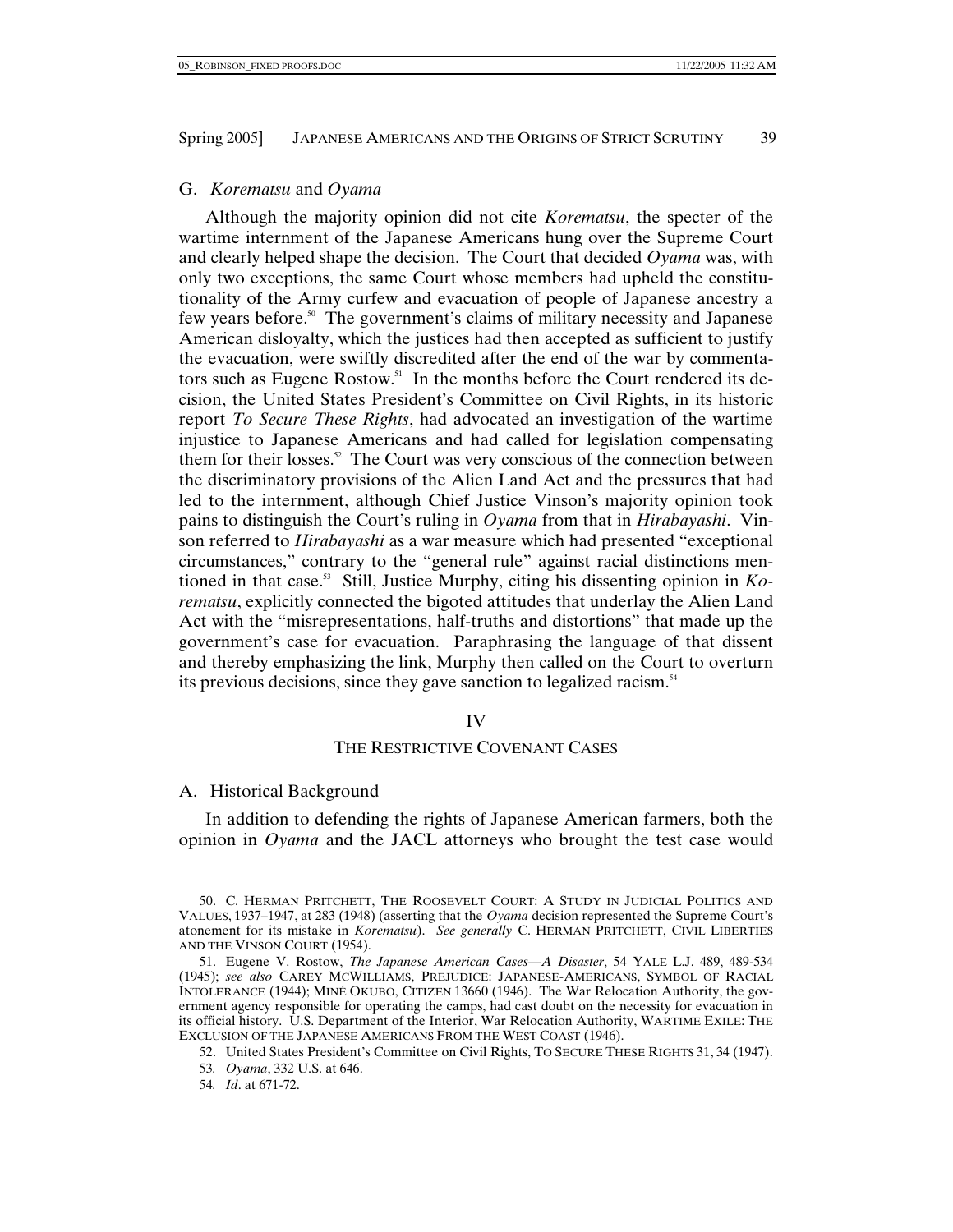### G. *Korematsu* and *Oyama*

Although the majority opinion did not cite *Korematsu*, the specter of the wartime internment of the Japanese Americans hung over the Supreme Court and clearly helped shape the decision. The Court that decided *Oyama* was, with only two exceptions, the same Court whose members had upheld the constitutionality of the Army curfew and evacuation of people of Japanese ancestry a few years before.[50] The government's claims of military necessity and Japanese American disloyalty, which the justices had then accepted as sufficient to justify the evacuation, were swiftly discredited after the end of the war by commentators such as Eugene Rostow.[51] In the months before the Court rendered its decision, the United States President's Committee on Civil Rights, in its historic report *To Secure These Rights*, had advocated an investigation of the wartime injustice to Japanese Americans and had called for legislation compensating them for their losses.[52] The Court was very conscious of the connection between the discriminatory provisions of the Alien Land Act and the pressures that had led to the internment, although Chief Justice Vinson's majority opinion took pains to distinguish the Court's ruling in *Oyama* from that in *Hirabayashi*. Vinson referred to *Hirabayashi* as a war measure which had presented "exceptional circumstances," contrary to the "general rule" against racial distinctions mentioned in that case.[53] Still, Justice Murphy, citing his dissenting opinion in *Korematsu*, explicitly connected the bigoted attitudes that underlay the Alien Land Act with the "misrepresentations, half-truths and distortions" that made up the government's case for evacuation. Paraphrasing the language of that dissent and thereby emphasizing the link, Murphy then called on the Court to overturn its previous decisions, since they gave sanction to legalized racism.[54]

## IV

## THE RESTRICTIVE COVENANT CASES

### A. Historical Background

In addition to defending the rights of Japanese American farmers, both the opinion in *Oyama* and the JACL attorneys who brought the test case would

---

50. C. HERMAN PRITCHETT, THE ROOSEVELT COURT: A STUDY IN JUDICIAL POLITICS AND VALUES, 1937–1947, at 283 (1948) (asserting that the *Oyama* decision represented the Supreme Court's atonement for its mistake in *Korematsu*). *See generally* C. HERMAN PRITCHETT, CIVIL LIBERTIES AND THE VINSON COURT (1954).

51. Eugene V. Rostow, *The Japanese American Cases—A Disaster*, 54 YALE L.J. 489, 489-534 (1945); *see also* CAREY MCWILLIAMS, PREJUDICE: JAPANESE-AMERICANS, SYMBOL OF RACIAL INTOLERANCE (1944); MINÉ OKUBO, CITIZEN 13660 (1946). The War Relocation Authority, the government agency responsible for operating the camps, had cast doubt on the necessity for evacuation in its official history. U.S. Department of the Interior, War Relocation Authority, WARTIME EXILE: THE EXCLUSION OF THE JAPANESE AMERICANS FROM THE WEST COAST (1946).

52. United States President's Committee on Civil Rights, TO SECURE THESE RIGHTS 31, 34 (1947).

53. *Oyama*, 332 U.S. at 646.

54. *Id*. at 671-72.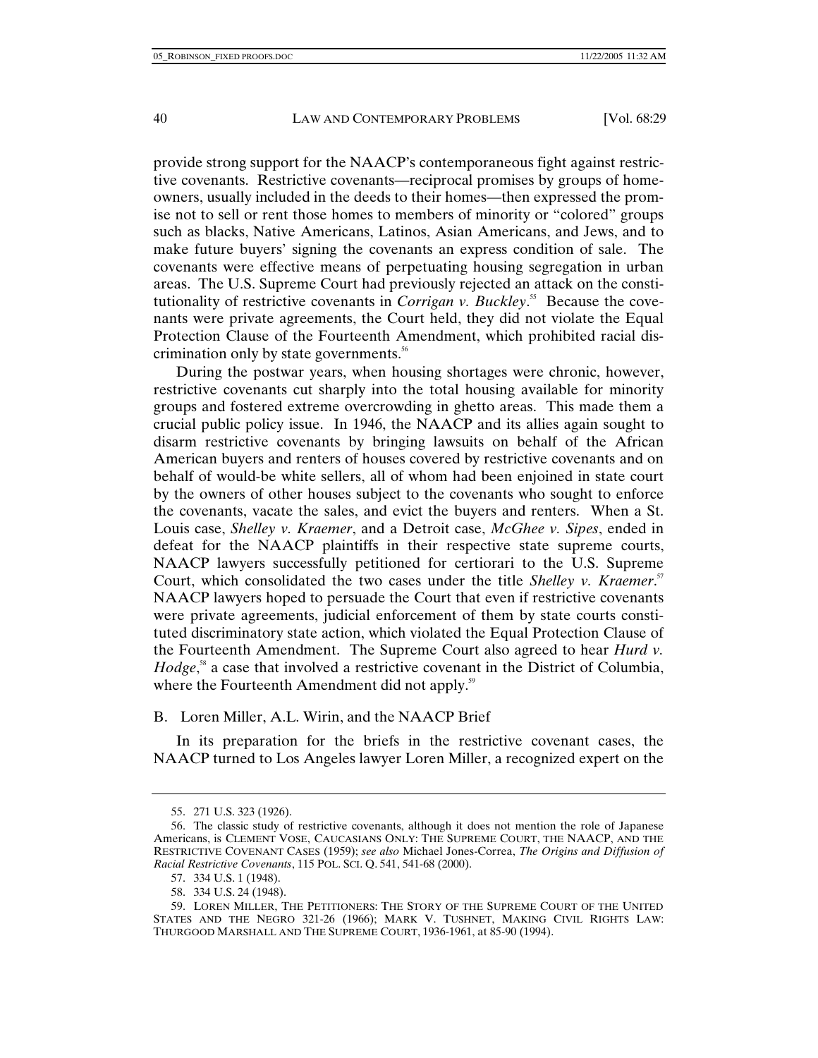provide strong support for the NAACP's contemporaneous fight against restrictive covenants. Restrictive covenants—reciprocal promises by groups of homeowners, usually included in the deeds to their homes—then expressed the promise not to sell or rent those homes to members of minority or "colored" groups such as blacks, Native Americans, Latinos, Asian Americans, and Jews, and to make future buyers' signing the covenants an express condition of sale. The covenants were effective means of perpetuating housing segregation in urban areas. The U.S. Supreme Court had previously rejected an attack on the constitutionality of restrictive covenants in *Corrigan v. Buckley*.[55] Because the covenants were private agreements, the Court held, they did not violate the Equal Protection Clause of the Fourteenth Amendment, which prohibited racial discrimination only by state governments.[56]

During the postwar years, when housing shortages were chronic, however, restrictive covenants cut sharply into the total housing available for minority groups and fostered extreme overcrowding in ghetto areas. This made them a crucial public policy issue. In 1946, the NAACP and its allies again sought to disarm restrictive covenants by bringing lawsuits on behalf of the African American buyers and renters of houses covered by restrictive covenants and on behalf of would-be white sellers, all of whom had been enjoined in state court by the owners of other houses subject to the covenants who sought to enforce the covenants, vacate the sales, and evict the buyers and renters. When a St. Louis case, *Shelley v. Kraemer*, and a Detroit case, *McGhee v. Sipes*, ended in defeat for the NAACP plaintiffs in their respective state supreme courts, NAACP lawyers successfully petitioned for certiorari to the U.S. Supreme Court, which consolidated the two cases under the title *Shelley v. Kraemer*.[57] NAACP lawyers hoped to persuade the Court that even if restrictive covenants were private agreements, judicial enforcement of them by state courts constituted discriminatory state action, which violated the Equal Protection Clause of the Fourteenth Amendment. The Supreme Court also agreed to hear *Hurd v. Hodge*,[58] a case that involved a restrictive covenant in the District of Columbia, where the Fourteenth Amendment did not apply.[59]

## B. Loren Miller, A.L. Wirin, and the NAACP Brief

In its preparation for the briefs in the restrictive covenant cases, the NAACP turned to Los Angeles lawyer Loren Miller, a recognized expert on the

---

55. 271 U.S. 323 (1926).

56. The classic study of restrictive covenants, although it does not mention the role of Japanese Americans, is CLEMENT VOSE, CAUCASIANS ONLY: THE SUPREME COURT, THE NAACP, AND THE RESTRICTIVE COVENANT CASES (1959); *see also* Michael Jones-Correa, *The Origins and Diffusion of Racial Restrictive Covenants*, 115 POL. SCI. Q. 541, 541-68 (2000).

57. 334 U.S. 1 (1948).

58. 334 U.S. 24 (1948).

59. LOREN MILLER, THE PETITIONERS: THE STORY OF THE SUPREME COURT OF THE UNITED STATES AND THE NEGRO 321-26 (1966); MARK V. TUSHNET, MAKING CIVIL RIGHTS LAW: THURGOOD MARSHALL AND THE SUPREME COURT, 1936-1961, at 85-90 (1994).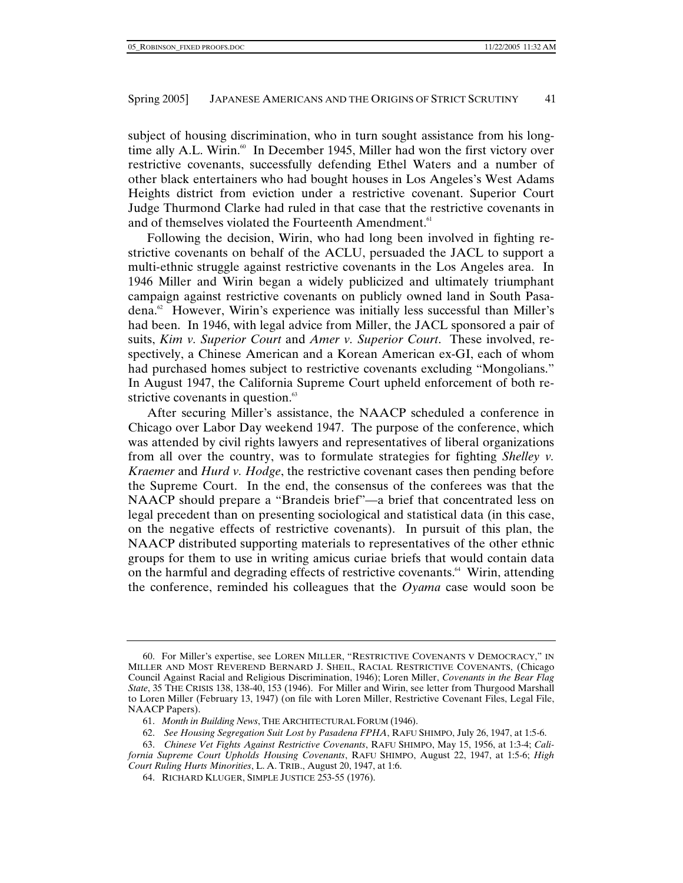subject of housing discrimination, who in turn sought assistance from his long-time ally A.L. Wirin.[60] In December 1945, Miller had won the first victory over restrictive covenants, successfully defending Ethel Waters and a number of other black entertainers who had bought houses in Los Angeles's West Adams Heights district from eviction under a restrictive covenant. Superior Court Judge Thurmond Clarke had ruled in that case that the restrictive covenants in and of themselves violated the Fourteenth Amendment.[61]

Following the decision, Wirin, who had long been involved in fighting restrictive covenants on behalf of the ACLU, persuaded the JACL to support a multi-ethnic struggle against restrictive covenants in the Los Angeles area. In 1946 Miller and Wirin began a widely publicized and ultimately triumphant campaign against restrictive covenants on publicly owned land in South Pasadena.[62] However, Wirin's experience was initially less successful than Miller's had been. In 1946, with legal advice from Miller, the JACL sponsored a pair of suits, *Kim v. Superior Court* and *Amer v. Superior Court*. These involved, respectively, a Chinese American and a Korean American ex-GI, each of whom had purchased homes subject to restrictive covenants excluding "Mongolians." In August 1947, the California Supreme Court upheld enforcement of both restrictive covenants in question.[63]

After securing Miller's assistance, the NAACP scheduled a conference in Chicago over Labor Day weekend 1947. The purpose of the conference, which was attended by civil rights lawyers and representatives of liberal organizations from all over the country, was to formulate strategies for fighting *Shelley v. Kraemer* and *Hurd v. Hodge*, the restrictive covenant cases then pending before the Supreme Court. In the end, the consensus of the conferees was that the NAACP should prepare a "Brandeis brief"—a brief that concentrated less on legal precedent than on presenting sociological and statistical data (in this case, on the negative effects of restrictive covenants). In pursuit of this plan, the NAACP distributed supporting materials to representatives of the other ethnic groups for them to use in writing amicus curiae briefs that would contain data on the harmful and degrading effects of restrictive covenants.[64] Wirin, attending the conference, reminded his colleagues that the *Oyama* case would soon be

---

60. For Miller's expertise, see LOREN MILLER, "RESTRICTIVE COVENANTS V DEMOCRACY," IN MILLER AND MOST REVEREND BERNARD J. SHEIL, RACIAL RESTRICTIVE COVENANTS, (Chicago Council Against Racial and Religious Discrimination, 1946); Loren Miller, *Covenants in the Bear Flag State*, 35 THE CRISIS 138, 138-40, 153 (1946). For Miller and Wirin, see letter from Thurgood Marshall to Loren Miller (February 13, 1947) (on file with Loren Miller, Restrictive Covenant Files, Legal File, NAACP Papers).

61. *Month in Building News*, THE ARCHITECTURAL FORUM (1946).

62. *See Housing Segregation Suit Lost by Pasadena FPHA*, RAFU SHIMPO, July 26, 1947, at 1:5-6.

63. *Chinese Vet Fights Against Restrictive Covenants*, RAFU SHIMPO, May 15, 1956, at 1:3-4; *California Supreme Court Upholds Housing Covenants*, RAFU SHIMPO, August 22, 1947, at 1:5-6; *High Court Ruling Hurts Minorities*, L. A. TRIB., August 20, 1947, at 1:6.

64. RICHARD KLUGER, SIMPLE JUSTICE 253-55 (1976).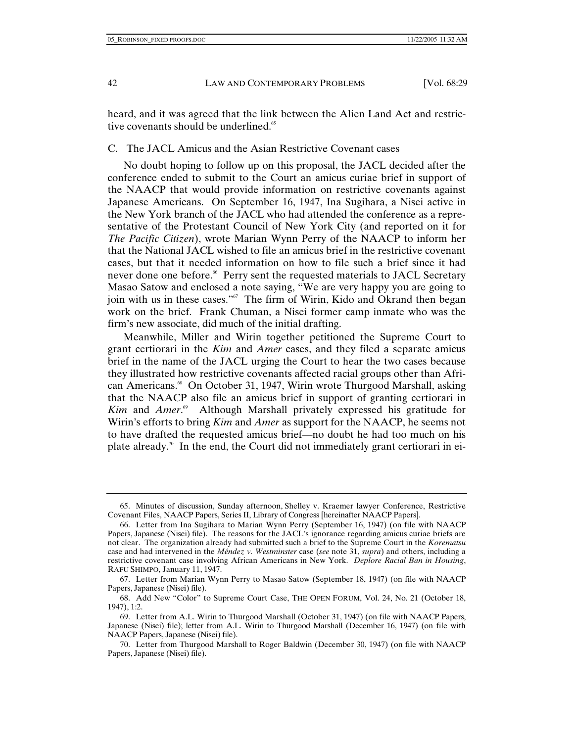heard, and it was agreed that the link between the Alien Land Act and restrictive covenants should be underlined.[65]

### C. The JACL Amicus and the Asian Restrictive Covenant cases

No doubt hoping to follow up on this proposal, the JACL decided after the conference ended to submit to the Court an amicus curiae brief in support of the NAACP that would provide information on restrictive covenants against Japanese Americans. On September 16, 1947, Ina Sugihara, a Nisei active in the New York branch of the JACL who had attended the conference as a representative of the Protestant Council of New York City (and reported on it for *The Pacific Citizen*), wrote Marian Wynn Perry of the NAACP to inform her that the National JACL wished to file an amicus brief in the restrictive covenant cases, but that it needed information on how to file such a brief since it had never done one before.[66] Perry sent the requested materials to JACL Secretary Masao Satow and enclosed a note saying, "We are very happy you are going to join with us in these cases."[67] The firm of Wirin, Kido and Okrand then began work on the brief. Frank Chuman, a Nisei former camp inmate who was the firm's new associate, did much of the initial drafting.

Meanwhile, Miller and Wirin together petitioned the Supreme Court to grant certiorari in the *Kim* and *Amer* cases, and they filed a separate amicus brief in the name of the JACL urging the Court to hear the two cases because they illustrated how restrictive covenants affected racial groups other than African Americans.[68] On October 31, 1947, Wirin wrote Thurgood Marshall, asking that the NAACP also file an amicus brief in support of granting certiorari in *Kim* and *Amer*.[69] Although Marshall privately expressed his gratitude for Wirin's efforts to bring *Kim* and *Amer* as support for the NAACP, he seems not to have drafted the requested amicus brief—no doubt he had too much on his plate already.[70] In the end, the Court did not immediately grant certiorari in ei-

---

65. Minutes of discussion, Sunday afternoon, Shelley v. Kraemer lawyer Conference, Restrictive Covenant Files, NAACP Papers, Series II, Library of Congress [hereinafter NAACP Papers].

66. Letter from Ina Sugihara to Marian Wynn Perry (September 16, 1947) (on file with NAACP Papers, Japanese (Nisei) file). The reasons for the JACL's ignorance regarding amicus curiae briefs are not clear. The organization already had submitted such a brief to the Supreme Court in the *Korematsu* case and had intervened in the *Méndez v. Westminster* case (*see* note 31, *supra*) and others, including a restrictive covenant case involving African Americans in New York. *Deplore Racial Ban in Housing*, RAFU SHIMPO, January 11, 1947.

67. Letter from Marian Wynn Perry to Masao Satow (September 18, 1947) (on file with NAACP Papers, Japanese (Nisei) file).

68. Add New "Color" to Supreme Court Case, THE OPEN FORUM, Vol. 24, No. 21 (October 18, 1947), 1:2.

69. Letter from A.L. Wirin to Thurgood Marshall (October 31, 1947) (on file with NAACP Papers, Japanese (Nisei) file); letter from A.L. Wirin to Thurgood Marshall (December 16, 1947) (on file with NAACP Papers, Japanese (Nisei) file).

70. Letter from Thurgood Marshall to Roger Baldwin (December 30, 1947) (on file with NAACP Papers, Japanese (Nisei) file).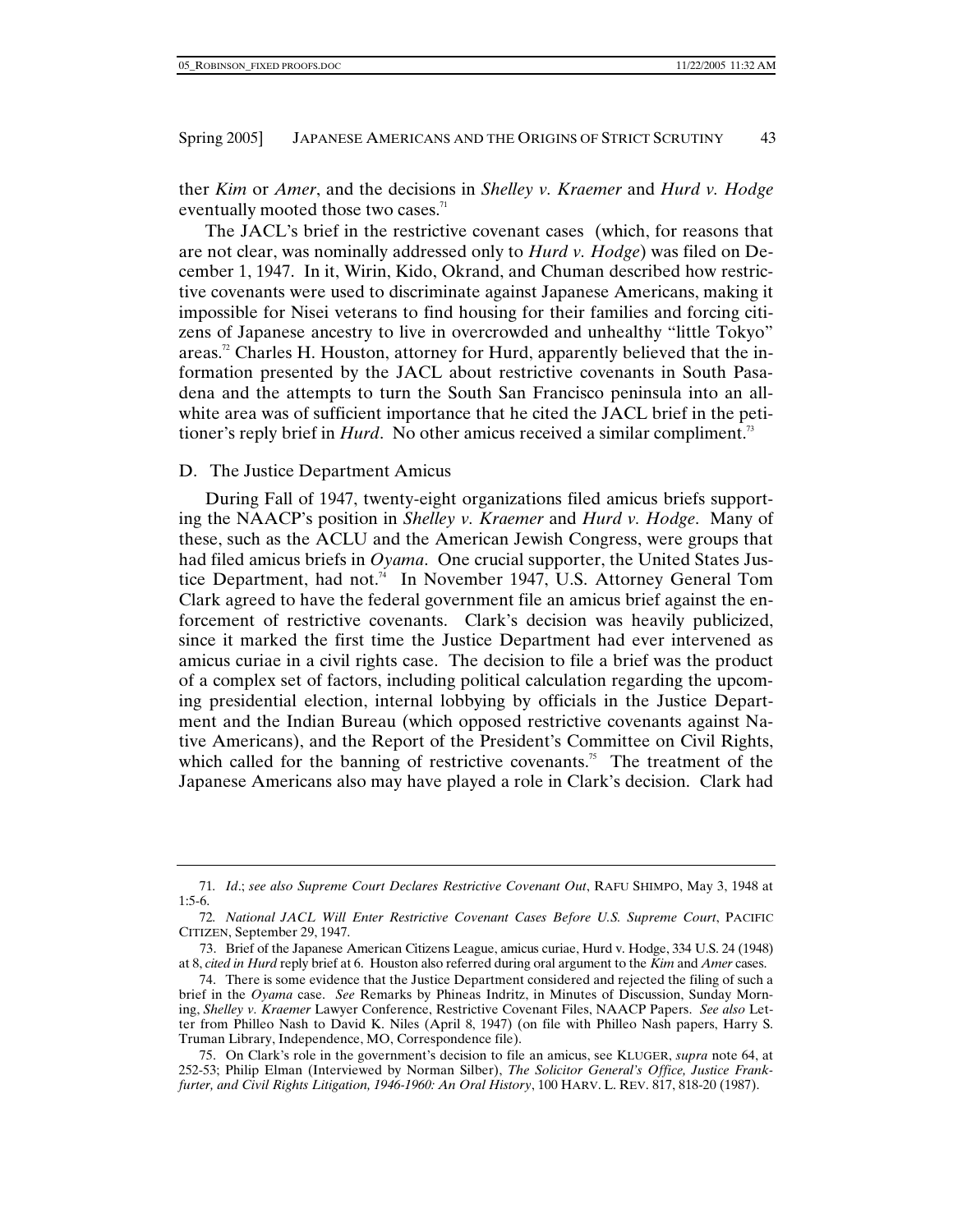ther *Kim* or *Amer*, and the decisions in *Shelley v. Kraemer* and *Hurd v. Hodge* eventually mooted those two cases.[71]

The JACL's brief in the restrictive covenant cases (which, for reasons that are not clear, was nominally addressed only to *Hurd v. Hodge*) was filed on December 1, 1947. In it, Wirin, Kido, Okrand, and Chuman described how restrictive covenants were used to discriminate against Japanese Americans, making it impossible for Nisei veterans to find housing for their families and forcing citizens of Japanese ancestry to live in overcrowded and unhealthy "little Tokyo" areas.[72] Charles H. Houston, attorney for Hurd, apparently believed that the information presented by the JACL about restrictive covenants in South Pasadena and the attempts to turn the South San Francisco peninsula into an all-white area was of sufficient importance that he cited the JACL brief in the petitioner's reply brief in *Hurd*. No other amicus received a similar compliment.[73]

## D. The Justice Department Amicus

During Fall of 1947, twenty-eight organizations filed amicus briefs supporting the NAACP's position in *Shelley v. Kraemer* and *Hurd v. Hodge*. Many of these, such as the ACLU and the American Jewish Congress, were groups that had filed amicus briefs in *Oyama*. One crucial supporter, the United States Justice Department, had not.[74] In November 1947, U.S. Attorney General Tom Clark agreed to have the federal government file an amicus brief against the enforcement of restrictive covenants. Clark's decision was heavily publicized, since it marked the first time the Justice Department had ever intervened as amicus curiae in a civil rights case. The decision to file a brief was the product of a complex set of factors, including political calculation regarding the upcoming presidential election, internal lobbying by officials in the Justice Department and the Indian Bureau (which opposed restrictive covenants against Native Americans), and the Report of the President's Committee on Civil Rights, which called for the banning of restrictive covenants.[75] The treatment of the Japanese Americans also may have played a role in Clark's decision. Clark had

---

71. *Id*.; *see also Supreme Court Declares Restrictive Covenant Out*, RAFU SHIMPO, May 3, 1948 at 1:5-6.

72. *National JACL Will Enter Restrictive Covenant Cases Before U.S. Supreme Court*, PACIFIC CITIZEN, September 29, 1947.

73. Brief of the Japanese American Citizens League, amicus curiae, Hurd v. Hodge, 334 U.S. 24 (1948) at 8, *cited in Hurd* reply brief at 6. Houston also referred during oral argument to the *Kim* and *Amer* cases.

74. There is some evidence that the Justice Department considered and rejected the filing of such a brief in the *Oyama* case. *See* Remarks by Phineas Indritz, in Minutes of Discussion, Sunday Morning, *Shelley v. Kraemer* Lawyer Conference, Restrictive Covenant Files, NAACP Papers. *See also* Letter from Philleo Nash to David K. Niles (April 8, 1947) (on file with Philleo Nash papers, Harry S. Truman Library, Independence, MO, Correspondence file).

75. On Clark's role in the government's decision to file an amicus, see KLUGER, *supra* note 64, at 252-53; Philip Elman (Interviewed by Norman Silber), *The Solicitor General's Office, Justice Frankfurter, and Civil Rights Litigation, 1946-1960: An Oral History*, 100 HARV. L. REV. 817, 818-20 (1987).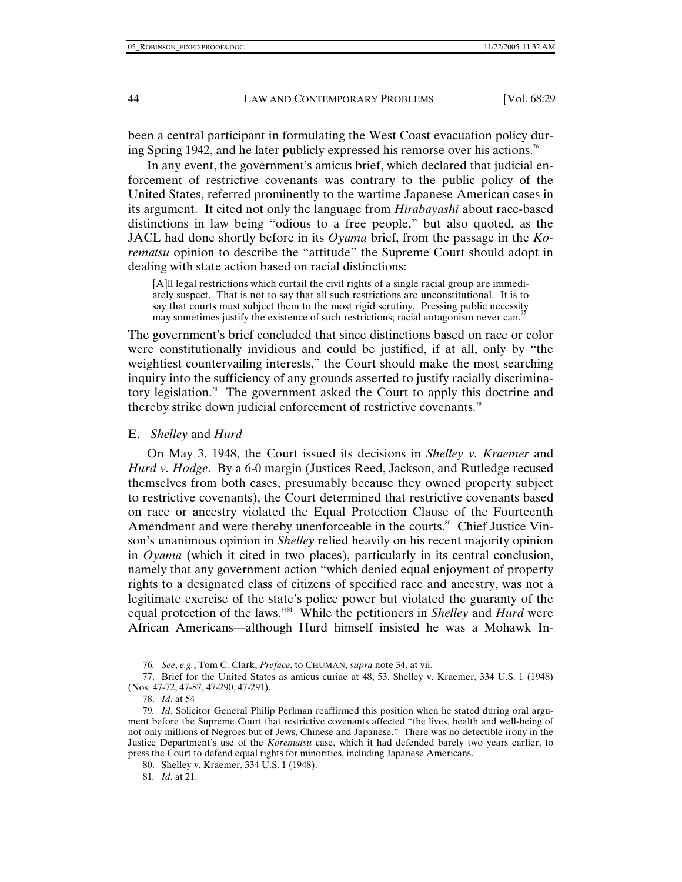been a central participant in formulating the West Coast evacuation policy during Spring 1942, and he later publicly expressed his remorse over his actions.[76]

In any event, the government's amicus brief, which declared that judicial enforcement of restrictive covenants was contrary to the public policy of the United States, referred prominently to the wartime Japanese American cases in its argument. It cited not only the language from *Hirabayashi* about race-based distinctions in law being "odious to a free people," but also quoted, as the JACL had done shortly before in its *Oyama* brief, from the passage in the *Korematsu* opinion to describe the "attitude" the Supreme Court should adopt in dealing with state action based on racial distinctions:

> [A]ll legal restrictions which curtail the civil rights of a single racial group are immediately suspect. That is not to say that all such restrictions are unconstitutional. It is to say that courts must subject them to the most rigid scrutiny. Pressing public necessity may sometimes justify the existence of such restrictions; racial antagonism never can.[77]

The government's brief concluded that since distinctions based on race or color were constitutionally invidious and could be justified, if at all, only by "the weightiest countervailing interests," the Court should make the most searching inquiry into the sufficiency of any grounds asserted to justify racially discriminatory legislation.[78] The government asked the Court to apply this doctrine and thereby strike down judicial enforcement of restrictive covenants.[79]

### E. *Shelley* and *Hurd*

On May 3, 1948, the Court issued its decisions in *Shelley v. Kraemer* and *Hurd v. Hodge*. By a 6-0 margin (Justices Reed, Jackson, and Rutledge recused themselves from both cases, presumably because they owned property subject to restrictive covenants), the Court determined that restrictive covenants based on race or ancestry violated the Equal Protection Clause of the Fourteenth Amendment and were thereby unenforceable in the courts.[80] Chief Justice Vinson's unanimous opinion in *Shelley* relied heavily on his recent majority opinion in *Oyama* (which it cited in two places), particularly in its central conclusion, namely that any government action "which denied equal enjoyment of property rights to a designated class of citizens of specified race and ancestry, was not a legitimate exercise of the state's police power but violated the guaranty of the equal protection of the laws."[81] While the petitioners in *Shelley* and *Hurd* were African Americans—although Hurd himself insisted he was a Mohawk In-

---

76. *See*, *e.g.*, Tom C. Clark, *Preface*, to CHUMAN, *supra* note 34, at vii.

77. Brief for the United States as amicus curiae at 48, 53, Shelley v. Kraemer, 334 U.S. 1 (1948) (Nos. 47-72, 47-87, 47-290, 47-291).

78. *Id*. at 54

79. *Id*. Solicitor General Philip Perlman reaffirmed this position when he stated during oral argument before the Supreme Court that restrictive covenants affected "the lives, health and well-being of not only millions of Negroes but of Jews, Chinese and Japanese." There was no detectible irony in the Justice Department's use of the *Korematsu* case, which it had defended barely two years earlier, to press the Court to defend equal rights for minorities, including Japanese Americans.

80. Shelley v. Kraemer, 334 U.S. 1 (1948).

81. *Id*. at 21.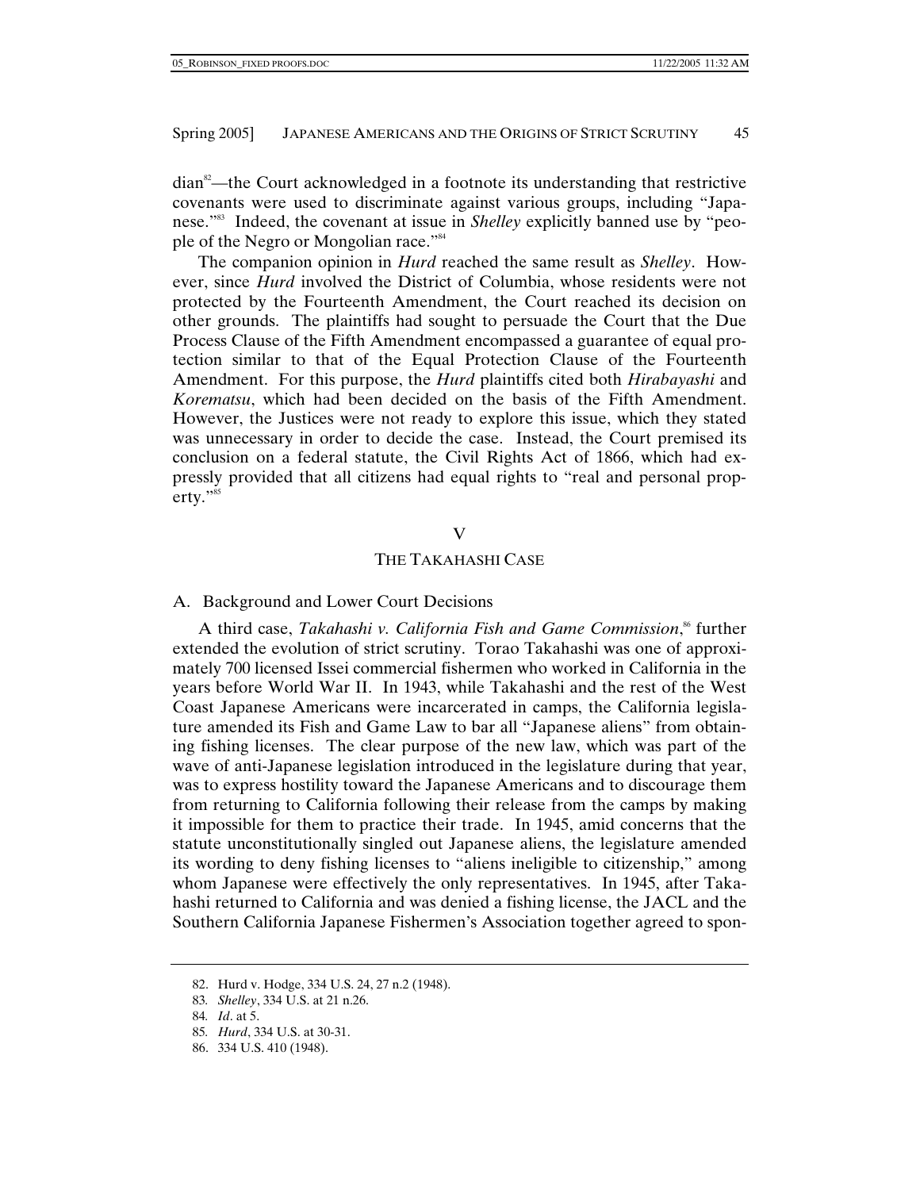dian[82]—the Court acknowledged in a footnote its understanding that restrictive covenants were used to discriminate against various groups, including "Japanese."[83] Indeed, the covenant at issue in *Shelley* explicitly banned use by "people of the Negro or Mongolian race."[84]

The companion opinion in *Hurd* reached the same result as *Shelley*. However, since *Hurd* involved the District of Columbia, whose residents were not protected by the Fourteenth Amendment, the Court reached its decision on other grounds. The plaintiffs had sought to persuade the Court that the Due Process Clause of the Fifth Amendment encompassed a guarantee of equal protection similar to that of the Equal Protection Clause of the Fourteenth Amendment. For this purpose, the *Hurd* plaintiffs cited both *Hirabayashi* and *Korematsu*, which had been decided on the basis of the Fifth Amendment. However, the Justices were not ready to explore this issue, which they stated was unnecessary in order to decide the case. Instead, the Court premised its conclusion on a federal statute, the Civil Rights Act of 1866, which had expressly provided that all citizens had equal rights to "real and personal property."[85]

## V

## THE TAKAHASHI CASE

### A. Background and Lower Court Decisions

A third case, *Takahashi v. California Fish and Game Commission*,[86] further extended the evolution of strict scrutiny. Torao Takahashi was one of approximately 700 licensed Issei commercial fishermen who worked in California in the years before World War II. In 1943, while Takahashi and the rest of the West Coast Japanese Americans were incarcerated in camps, the California legislature amended its Fish and Game Law to bar all "Japanese aliens" from obtaining fishing licenses. The clear purpose of the new law, which was part of the wave of anti-Japanese legislation introduced in the legislature during that year, was to express hostility toward the Japanese Americans and to discourage them from returning to California following their release from the camps by making it impossible for them to practice their trade. In 1945, amid concerns that the statute unconstitutionally singled out Japanese aliens, the legislature amended its wording to deny fishing licenses to "aliens ineligible to citizenship," among whom Japanese were effectively the only representatives. In 1945, after Takahashi returned to California and was denied a fishing license, the JACL and the Southern California Japanese Fishermen's Association together agreed to spon-

82. Hurd v. Hodge, 334 U.S. 24, 27 n.2 (1948).

83. *Shelley*, 334 U.S. at 21 n.26.

84. *Id*. at 5.

85. *Hurd*, 334 U.S. at 30-31.

86. 334 U.S. 410 (1948).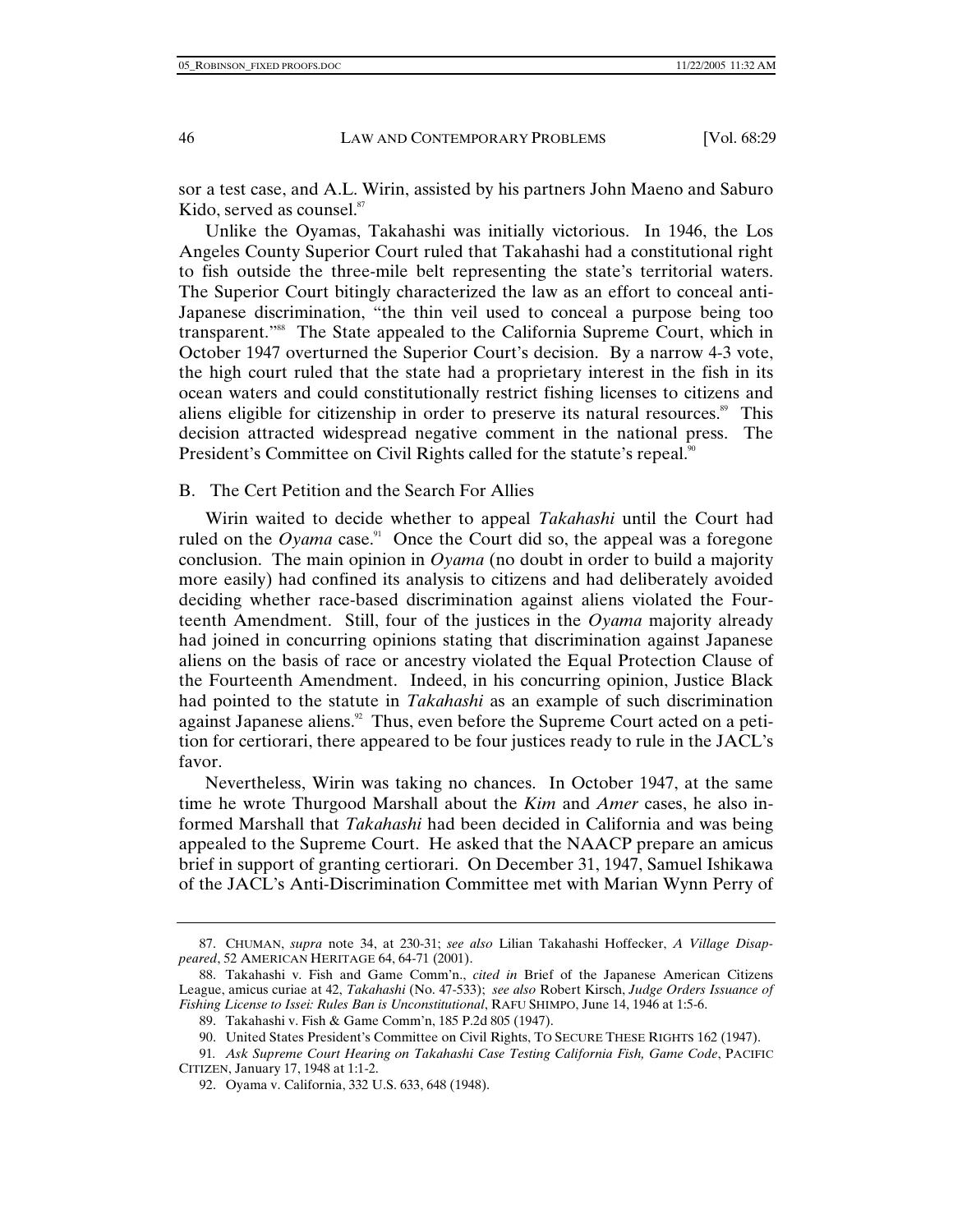sor a test case, and A.L. Wirin, assisted by his partners John Maeno and Saburo Kido, served as counsel.[87]

Unlike the Oyamas, Takahashi was initially victorious. In 1946, the Los Angeles County Superior Court ruled that Takahashi had a constitutional right to fish outside the three-mile belt representing the state's territorial waters. The Superior Court bitingly characterized the law as an effort to conceal anti-Japanese discrimination, "the thin veil used to conceal a purpose being too transparent."[88] The State appealed to the California Supreme Court, which in October 1947 overturned the Superior Court's decision. By a narrow 4-3 vote, the high court ruled that the state had a proprietary interest in the fish in its ocean waters and could constitutionally restrict fishing licenses to citizens and aliens eligible for citizenship in order to preserve its natural resources.[89] This decision attracted widespread negative comment in the national press. The President's Committee on Civil Rights called for the statute's repeal.[90]

## B. The Cert Petition and the Search For Allies

Wirin waited to decide whether to appeal *Takahashi* until the Court had ruled on the *Oyama* case.[91] Once the Court did so, the appeal was a foregone conclusion. The main opinion in *Oyama* (no doubt in order to build a majority more easily) had confined its analysis to citizens and had deliberately avoided deciding whether race-based discrimination against aliens violated the Fourteenth Amendment. Still, four of the justices in the *Oyama* majority already had joined in concurring opinions stating that discrimination against Japanese aliens on the basis of race or ancestry violated the Equal Protection Clause of the Fourteenth Amendment. Indeed, in his concurring opinion, Justice Black had pointed to the statute in *Takahashi* as an example of such discrimination against Japanese aliens.[92] Thus, even before the Supreme Court acted on a petition for certiorari, there appeared to be four justices ready to rule in the JACL's favor.

Nevertheless, Wirin was taking no chances. In October 1947, at the same time he wrote Thurgood Marshall about the *Kim* and *Amer* cases, he also informed Marshall that *Takahashi* had been decided in California and was being appealed to the Supreme Court. He asked that the NAACP prepare an amicus brief in support of granting certiorari. On December 31, 1947, Samuel Ishikawa of the JACL's Anti-Discrimination Committee met with Marian Wynn Perry of

---

87. CHUMAN, *supra* note 34, at 230-31; *see also* Lilian Takahashi Hoffecker, *A Village Disappeared*, 52 AMERICAN HERITAGE 64, 64-71 (2001).

88. Takahashi v. Fish and Game Comm'n., *cited in* Brief of the Japanese American Citizens League, amicus curiae at 42, *Takahashi* (No. 47-533); *see also* Robert Kirsch, *Judge Orders Issuance of Fishing License to Issei: Rules Ban is Unconstitutional*, RAFU SHIMPO, June 14, 1946 at 1:5-6.

89. Takahashi v. Fish & Game Comm'n, 185 P.2d 805 (1947).

90. United States President's Committee on Civil Rights, TO SECURE THESE RIGHTS 162 (1947).

91. *Ask Supreme Court Hearing on Takahashi Case Testing California Fish, Game Code*, PACIFIC CITIZEN, January 17, 1948 at 1:1-2.

92. Oyama v. California, 332 U.S. 633, 648 (1948).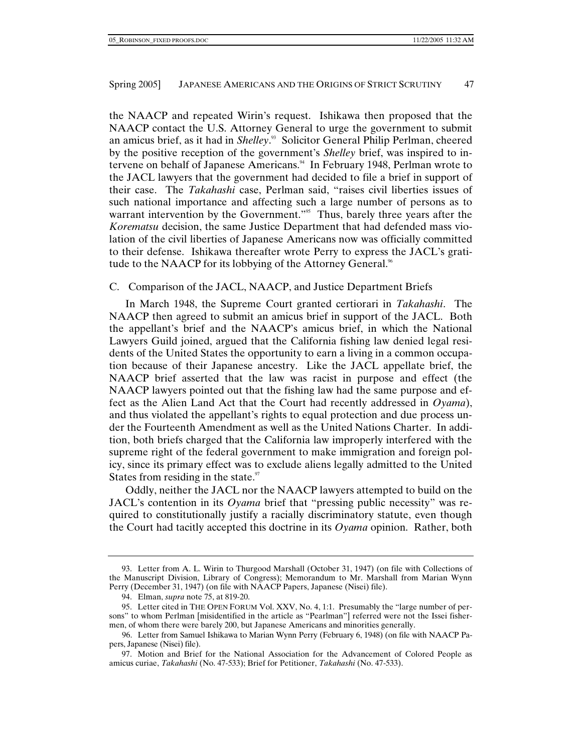the NAACP and repeated Wirin's request. Ishikawa then proposed that the NAACP contact the U.S. Attorney General to urge the government to submit an amicus brief, as it had in *Shelley*.[93] Solicitor General Philip Perlman, cheered by the positive reception of the government's *Shelley* brief, was inspired to intervene on behalf of Japanese Americans.[94] In February 1948, Perlman wrote to the JACL lawyers that the government had decided to file a brief in support of their case. The *Takahashi* case, Perlman said, "raises civil liberties issues of such national importance and affecting such a large number of persons as to warrant intervention by the Government."[95] Thus, barely three years after the *Korematsu* decision, the same Justice Department that had defended mass violation of the civil liberties of Japanese Americans now was officially committed to their defense. Ishikawa thereafter wrote Perry to express the JACL's gratitude to the NAACP for its lobbying of the Attorney General.[96]

### C. Comparison of the JACL, NAACP, and Justice Department Briefs

In March 1948, the Supreme Court granted certiorari in *Takahashi*. The NAACP then agreed to submit an amicus brief in support of the JACL. Both the appellant's brief and the NAACP's amicus brief, in which the National Lawyers Guild joined, argued that the California fishing law denied legal residents of the United States the opportunity to earn a living in a common occupation because of their Japanese ancestry. Like the JACL appellate brief, the NAACP brief asserted that the law was racist in purpose and effect (the NAACP lawyers pointed out that the fishing law had the same purpose and effect as the Alien Land Act that the Court had recently addressed in *Oyama*), and thus violated the appellant's rights to equal protection and due process under the Fourteenth Amendment as well as the United Nations Charter. In addition, both briefs charged that the California law improperly interfered with the supreme right of the federal government to make immigration and foreign policy, since its primary effect was to exclude aliens legally admitted to the United States from residing in the state.[97]

Oddly, neither the JACL nor the NAACP lawyers attempted to build on the JACL's contention in its *Oyama* brief that "pressing public necessity" was required to constitutionally justify a racially discriminatory statute, even though the Court had tacitly accepted this doctrine in its *Oyama* opinion. Rather, both

---

93. Letter from A. L. Wirin to Thurgood Marshall (October 31, 1947) (on file with Collections of the Manuscript Division, Library of Congress); Memorandum to Mr. Marshall from Marian Wynn Perry (December 31, 1947) (on file with NAACP Papers, Japanese (Nisei) file).

94. Elman, *supra* note 75, at 819-20.

95. Letter cited in THE OPEN FORUM Vol. XXV, No. 4, 1:1. Presumably the "large number of persons" to whom Perlman [misidentified in the article as "Pearlman"] referred were not the Issei fishermen, of whom there were barely 200, but Japanese Americans and minorities generally.

96. Letter from Samuel Ishikawa to Marian Wynn Perry (February 6, 1948) (on file with NAACP Papers, Japanese (Nisei) file).

97. Motion and Brief for the National Association for the Advancement of Colored People as amicus curiae, *Takahashi* (No. 47-533); Brief for Petitioner, *Takahashi* (No. 47-533).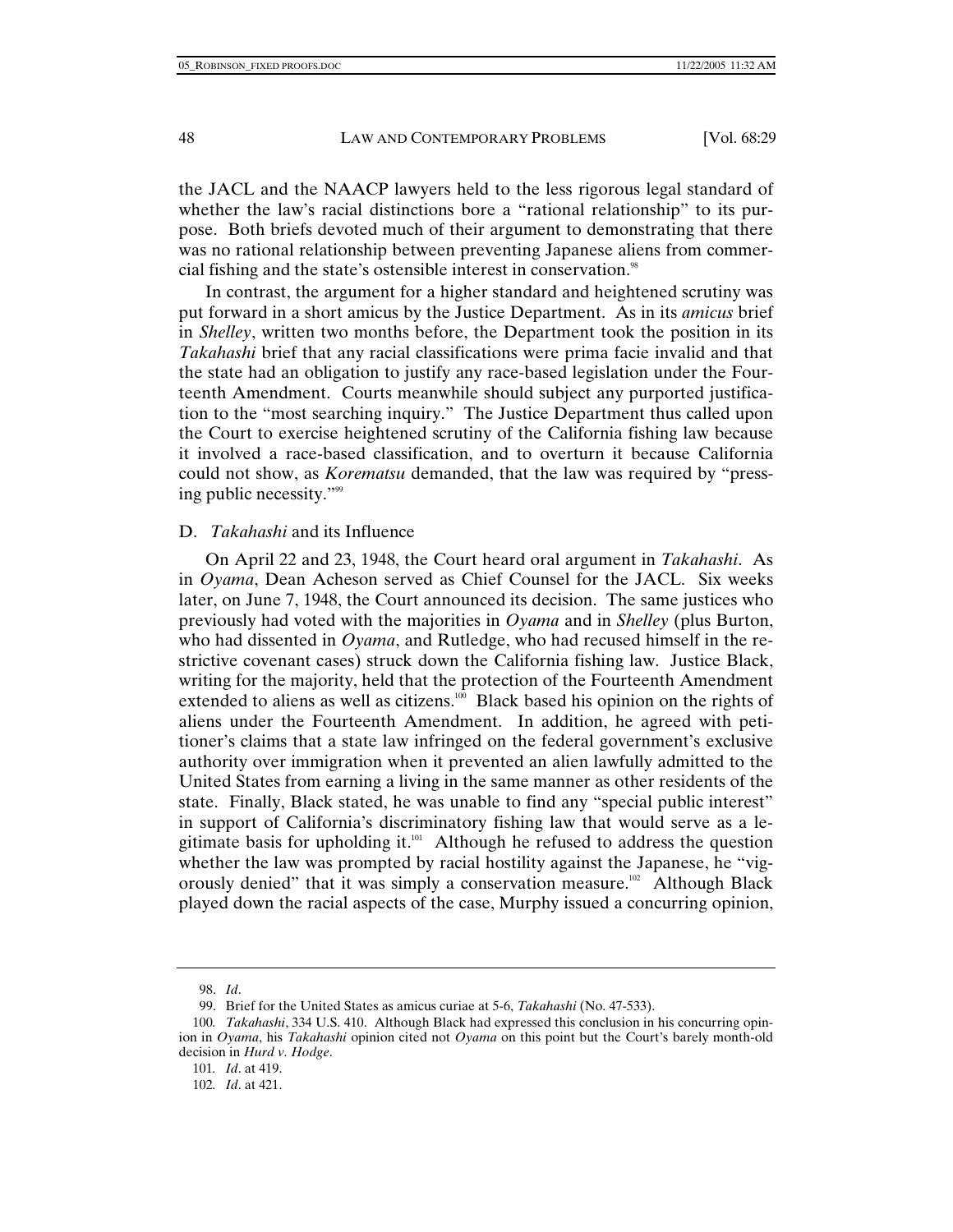the JACL and the NAACP lawyers held to the less rigorous legal standard of whether the law's racial distinctions bore a "rational relationship" to its purpose. Both briefs devoted much of their argument to demonstrating that there was no rational relationship between preventing Japanese aliens from commercial fishing and the state's ostensible interest in conservation.[98]

In contrast, the argument for a higher standard and heightened scrutiny was put forward in a short amicus by the Justice Department. As in its *amicus* brief in *Shelley*, written two months before, the Department took the position in its *Takahashi* brief that any racial classifications were prima facie invalid and that the state had an obligation to justify any race-based legislation under the Fourteenth Amendment. Courts meanwhile should subject any purported justification to the "most searching inquiry." The Justice Department thus called upon the Court to exercise heightened scrutiny of the California fishing law because it involved a race-based classification, and to overturn it because California could not show, as *Korematsu* demanded, that the law was required by "pressing public necessity."[99]

### D. *Takahashi* and its Influence

On April 22 and 23, 1948, the Court heard oral argument in *Takahashi*. As in *Oyama*, Dean Acheson served as Chief Counsel for the JACL. Six weeks later, on June 7, 1948, the Court announced its decision. The same justices who previously had voted with the majorities in *Oyama* and in *Shelley* (plus Burton, who had dissented in *Oyama*, and Rutledge, who had recused himself in the restrictive covenant cases) struck down the California fishing law. Justice Black, writing for the majority, held that the protection of the Fourteenth Amendment extended to aliens as well as citizens.[100] Black based his opinion on the rights of aliens under the Fourteenth Amendment. In addition, he agreed with petitioner's claims that a state law infringed on the federal government's exclusive authority over immigration when it prevented an alien lawfully admitted to the United States from earning a living in the same manner as other residents of the state. Finally, Black stated, he was unable to find any "special public interest" in support of California's discriminatory fishing law that would serve as a legitimate basis for upholding it.[101] Although he refused to address the question whether the law was prompted by racial hostility against the Japanese, he "vigorously denied" that it was simply a conservation measure.[102] Although Black played down the racial aspects of the case, Murphy issued a concurring opinion,

---

98. *Id*.

99. Brief for the United States as amicus curiae at 5-6, *Takahashi* (No. 47-533).

100. *Takahashi*, 334 U.S. 410. Although Black had expressed this conclusion in his concurring opinion in *Oyama*, his *Takahashi* opinion cited not *Oyama* on this point but the Court's barely month-old decision in *Hurd v. Hodge*.

101. *Id*. at 419.

102. *Id*. at 421.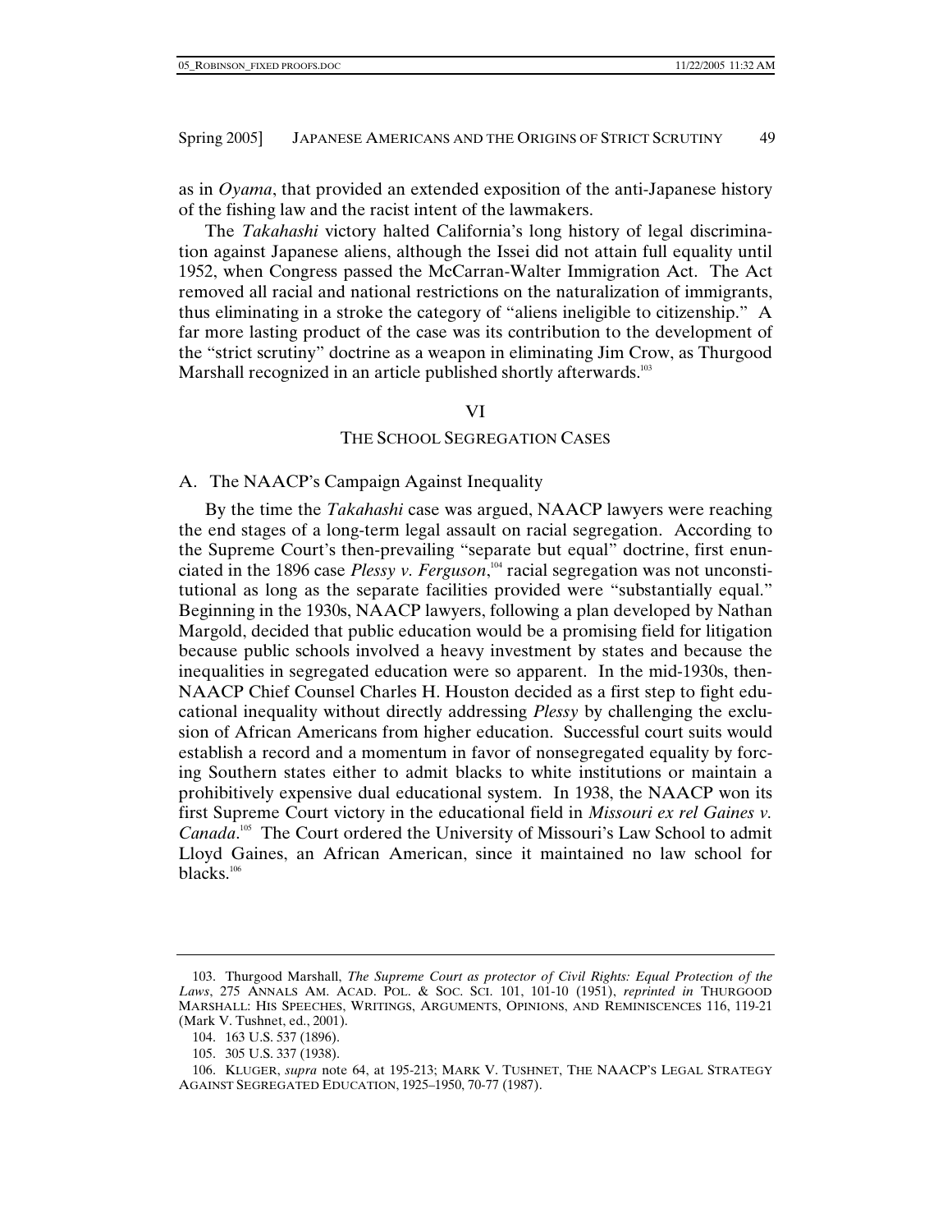as in *Oyama*, that provided an extended exposition of the anti-Japanese history of the fishing law and the racist intent of the lawmakers.

The *Takahashi* victory halted California's long history of legal discrimination against Japanese aliens, although the Issei did not attain full equality until 1952, when Congress passed the McCarran-Walter Immigration Act. The Act removed all racial and national restrictions on the naturalization of immigrants, thus eliminating in a stroke the category of "aliens ineligible to citizenship." A far more lasting product of the case was its contribution to the development of the "strict scrutiny" doctrine as a weapon in eliminating Jim Crow, as Thurgood Marshall recognized in an article published shortly afterwards.[103]

## VI

## THE SCHOOL SEGREGATION CASES

### A. The NAACP's Campaign Against Inequality

By the time the *Takahashi* case was argued, NAACP lawyers were reaching the end stages of a long-term legal assault on racial segregation. According to the Supreme Court's then-prevailing "separate but equal" doctrine, first enunciated in the 1896 case *Plessy v. Ferguson*,[104] racial segregation was not unconstitutional as long as the separate facilities provided were "substantially equal." Beginning in the 1930s, NAACP lawyers, following a plan developed by Nathan Margold, decided that public education would be a promising field for litigation because public schools involved a heavy investment by states and because the inequalities in segregated education were so apparent. In the mid-1930s, then-NAACP Chief Counsel Charles H. Houston decided as a first step to fight educational inequality without directly addressing *Plessy* by challenging the exclusion of African Americans from higher education. Successful court suits would establish a record and a momentum in favor of nonsegregated equality by forcing Southern states either to admit blacks to white institutions or maintain a prohibitively expensive dual educational system. In 1938, the NAACP won its first Supreme Court victory in the educational field in *Missouri ex rel Gaines v. Canada*.[105] The Court ordered the University of Missouri's Law School to admit Lloyd Gaines, an African American, since it maintained no law school for blacks.[106]

---

103. Thurgood Marshall, *The Supreme Court as protector of Civil Rights: Equal Protection of the Laws*, 275 ANNALS AM. ACAD. POL. & SOC. SCI. 101, 101-10 (1951), *reprinted in* THURGOOD MARSHALL: HIS SPEECHES, WRITINGS, ARGUMENTS, OPINIONS, AND REMINISCENCES 116, 119-21 (Mark V. Tushnet, ed., 2001).

104. 163 U.S. 537 (1896).

105. 305 U.S. 337 (1938).

106. KLUGER, *supra* note 64, at 195-213; MARK V. TUSHNET, THE NAACP'S LEGAL STRATEGY AGAINST SEGREGATED EDUCATION, 1925–1950, 70-77 (1987).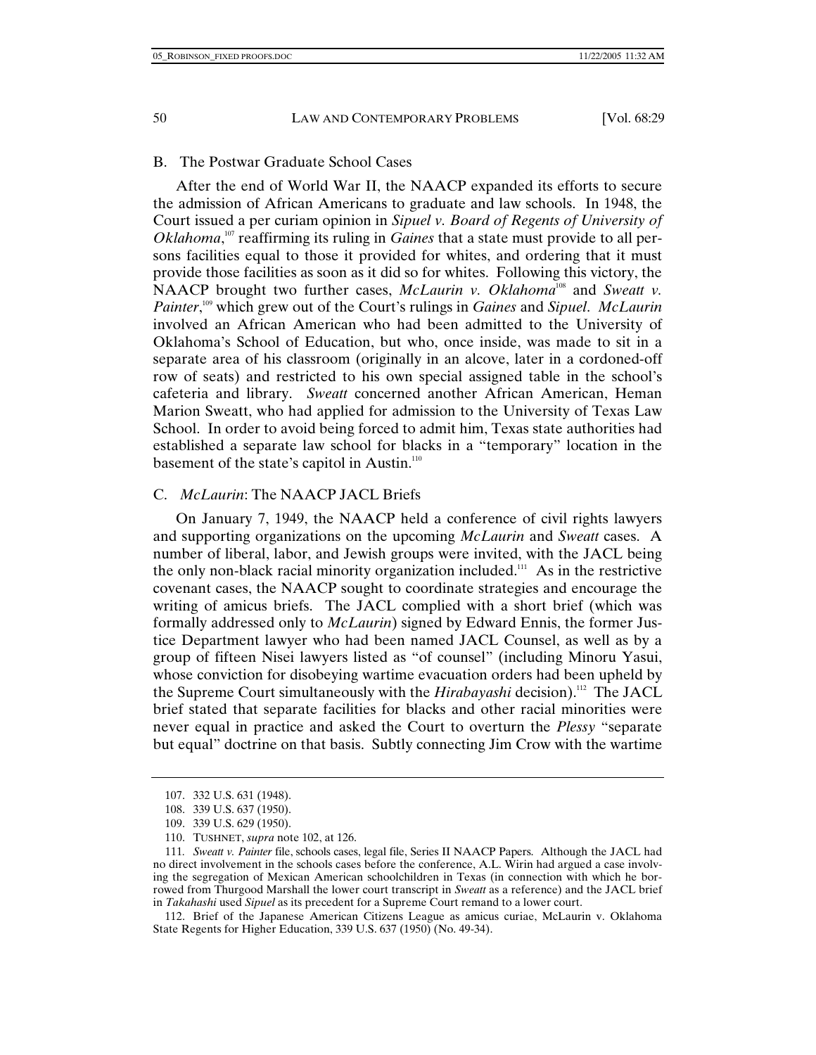## B. The Postwar Graduate School Cases

After the end of World War II, the NAACP expanded its efforts to secure the admission of African Americans to graduate and law schools. In 1948, the Court issued a per curiam opinion in *Sipuel v. Board of Regents of University of Oklahoma*,[107] reaffirming its ruling in *Gaines* that a state must provide to all persons facilities equal to those it provided for whites, and ordering that it must provide those facilities as soon as it did so for whites. Following this victory, the NAACP brought two further cases, *McLaurin v. Oklahoma*[108] and *Sweatt v. Painter*,[109] which grew out of the Court's rulings in *Gaines* and *Sipuel*. *McLaurin* involved an African American who had been admitted to the University of Oklahoma's School of Education, but who, once inside, was made to sit in a separate area of his classroom (originally in an alcove, later in a cordoned-off row of seats) and restricted to his own special assigned table in the school's cafeteria and library. *Sweatt* concerned another African American, Heman Marion Sweatt, who had applied for admission to the University of Texas Law School. In order to avoid being forced to admit him, Texas state authorities had established a separate law school for blacks in a "temporary" location in the basement of the state's capitol in Austin.[110]

## C. *McLaurin*: The NAACP JACL Briefs

On January 7, 1949, the NAACP held a conference of civil rights lawyers and supporting organizations on the upcoming *McLaurin* and *Sweatt* cases. A number of liberal, labor, and Jewish groups were invited, with the JACL being the only non-black racial minority organization included.[111] As in the restrictive covenant cases, the NAACP sought to coordinate strategies and encourage the writing of amicus briefs. The JACL complied with a short brief (which was formally addressed only to *McLaurin*) signed by Edward Ennis, the former Justice Department lawyer who had been named JACL Counsel, as well as by a group of fifteen Nisei lawyers listed as "of counsel" (including Minoru Yasui, whose conviction for disobeying wartime evacuation orders had been upheld by the Supreme Court simultaneously with the *Hirabayashi* decision).[112] The JACL brief stated that separate facilities for blacks and other racial minorities were never equal in practice and asked the Court to overturn the *Plessy* "separate but equal" doctrine on that basis. Subtly connecting Jim Crow with the wartime

---

107. 332 U.S. 631 (1948).

108. 339 U.S. 637 (1950).

109. 339 U.S. 629 (1950).

110. TUSHNET, *supra* note 102, at 126.

111. *Sweatt v. Painter* file, schools cases, legal file, Series II NAACP Papers. Although the JACL had no direct involvement in the schools cases before the conference, A.L. Wirin had argued a case involving the segregation of Mexican American schoolchildren in Texas (in connection with which he borrowed from Thurgood Marshall the lower court transcript in *Sweatt* as a reference) and the JACL brief in *Takahashi* used *Sipuel* as its precedent for a Supreme Court remand to a lower court.

112. Brief of the Japanese American Citizens League as amicus curiae, McLaurin v. Oklahoma State Regents for Higher Education, 339 U.S. 637 (1950) (No. 49-34).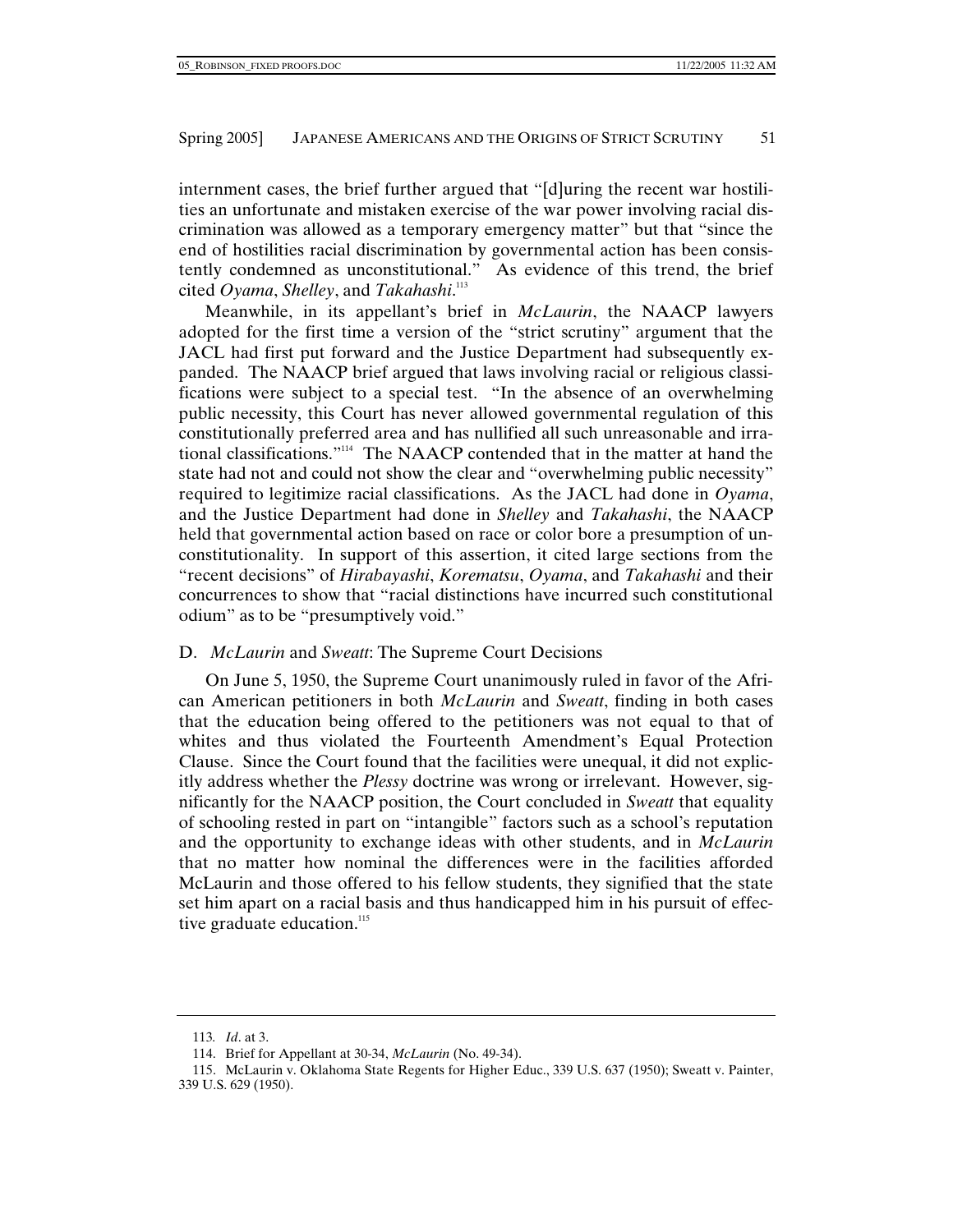internment cases, the brief further argued that "[d]uring the recent war hostilities an unfortunate and mistaken exercise of the war power involving racial discrimination was allowed as a temporary emergency matter" but that "since the end of hostilities racial discrimination by governmental action has been consistently condemned as unconstitutional." As evidence of this trend, the brief cited *Oyama*, *Shelley*, and *Takahashi*.[113]

Meanwhile, in its appellant's brief in *McLaurin*, the NAACP lawyers adopted for the first time a version of the "strict scrutiny" argument that the JACL had first put forward and the Justice Department had subsequently expanded. The NAACP brief argued that laws involving racial or religious classifications were subject to a special test. "In the absence of an overwhelming public necessity, this Court has never allowed governmental regulation of this constitutionally preferred area and has nullified all such unreasonable and irrational classifications."[114] The NAACP contended that in the matter at hand the state had not and could not show the clear and "overwhelming public necessity" required to legitimize racial classifications. As the JACL had done in *Oyama*, and the Justice Department had done in *Shelley* and *Takahashi*, the NAACP held that governmental action based on race or color bore a presumption of unconstitutionality. In support of this assertion, it cited large sections from the "recent decisions" of *Hirabayashi*, *Korematsu*, *Oyama*, and *Takahashi* and their concurrences to show that "racial distinctions have incurred such constitutional odium" as to be "presumptively void."

### D. *McLaurin* and *Sweatt*: The Supreme Court Decisions

On June 5, 1950, the Supreme Court unanimously ruled in favor of the African American petitioners in both *McLaurin* and *Sweatt*, finding in both cases that the education being offered to the petitioners was not equal to that of whites and thus violated the Fourteenth Amendment's Equal Protection Clause. Since the Court found that the facilities were unequal, it did not explicitly address whether the *Plessy* doctrine was wrong or irrelevant. However, significantly for the NAACP position, the Court concluded in *Sweatt* that equality of schooling rested in part on "intangible" factors such as a school's reputation and the opportunity to exchange ideas with other students, and in *McLaurin* that no matter how nominal the differences were in the facilities afforded McLaurin and those offered to his fellow students, they signified that the state set him apart on a racial basis and thus handicapped him in his pursuit of effective graduate education.[115]

---

113. *Id*. at 3.

114. Brief for Appellant at 30-34, *McLaurin* (No. 49-34).

115. McLaurin v. Oklahoma State Regents for Higher Educ., 339 U.S. 637 (1950); Sweatt v. Painter, 339 U.S. 629 (1950).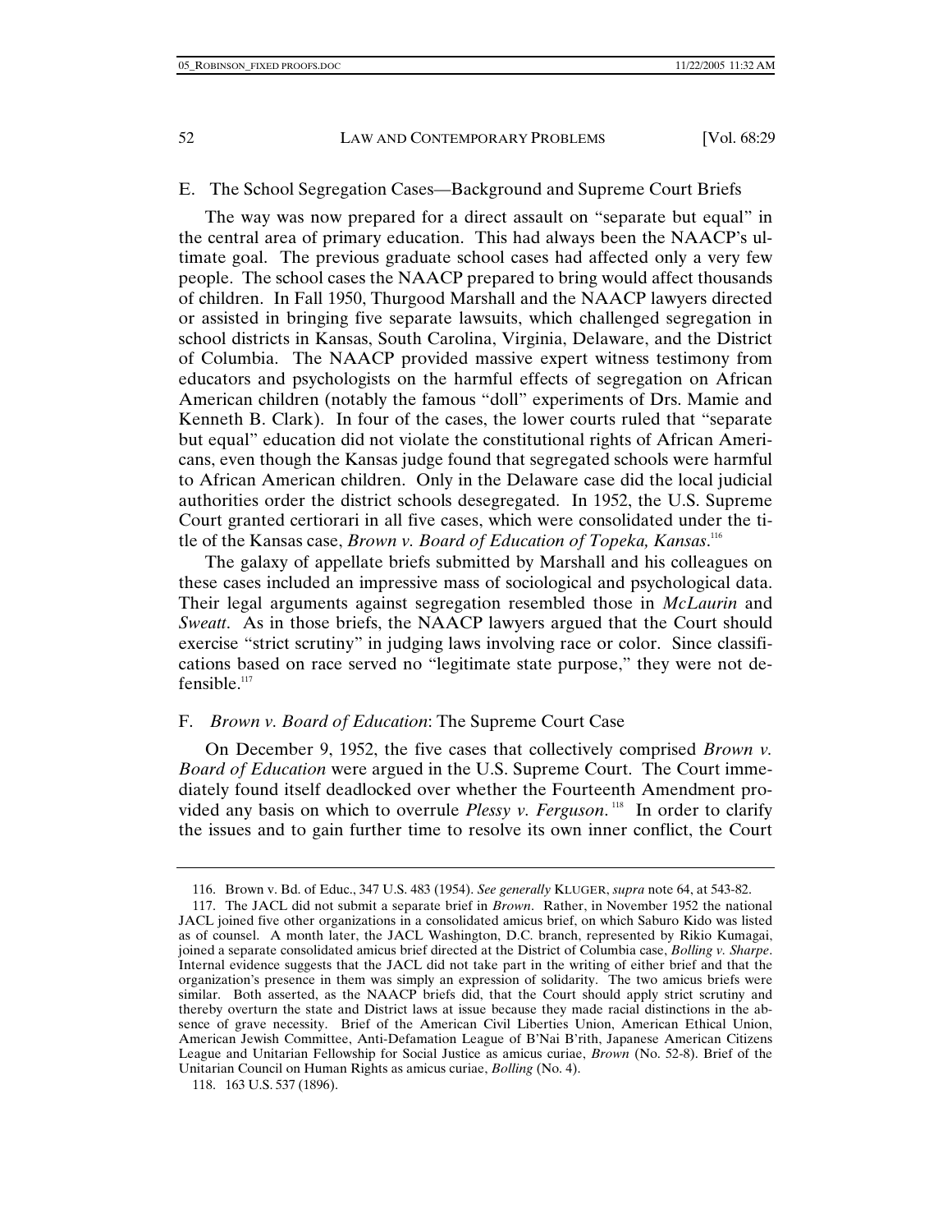## E. The School Segregation Cases—Background and Supreme Court Briefs

The way was now prepared for a direct assault on "separate but equal" in the central area of primary education. This had always been the NAACP's ultimate goal. The previous graduate school cases had affected only a very few people. The school cases the NAACP prepared to bring would affect thousands of children. In Fall 1950, Thurgood Marshall and the NAACP lawyers directed or assisted in bringing five separate lawsuits, which challenged segregation in school districts in Kansas, South Carolina, Virginia, Delaware, and the District of Columbia. The NAACP provided massive expert witness testimony from educators and psychologists on the harmful effects of segregation on African American children (notably the famous "doll" experiments of Drs. Mamie and Kenneth B. Clark). In four of the cases, the lower courts ruled that "separate but equal" education did not violate the constitutional rights of African Americans, even though the Kansas judge found that segregated schools were harmful to African American children. Only in the Delaware case did the local judicial authorities order the district schools desegregated. In 1952, the U.S. Supreme Court granted certiorari in all five cases, which were consolidated under the title of the Kansas case, *Brown v. Board of Education of Topeka, Kansas*.[116]

The galaxy of appellate briefs submitted by Marshall and his colleagues on these cases included an impressive mass of sociological and psychological data. Their legal arguments against segregation resembled those in *McLaurin* and *Sweatt*. As in those briefs, the NAACP lawyers argued that the Court should exercise "strict scrutiny" in judging laws involving race or color. Since classifications based on race served no "legitimate state purpose," they were not defensible.[117]

## F. *Brown v. Board of Education*: The Supreme Court Case

On December 9, 1952, the five cases that collectively comprised *Brown v. Board of Education* were argued in the U.S. Supreme Court. The Court immediately found itself deadlocked over whether the Fourteenth Amendment provided any basis on which to overrule *Plessy v. Ferguson*.[118] In order to clarify the issues and to gain further time to resolve its own inner conflict, the Court

---

116. Brown v. Bd. of Educ., 347 U.S. 483 (1954). *See generally* KLUGER, *supra* note 64, at 543-82.

117. The JACL did not submit a separate brief in *Brown*. Rather, in November 1952 the national JACL joined five other organizations in a consolidated amicus brief, on which Saburo Kido was listed as of counsel. A month later, the JACL Washington, D.C. branch, represented by Rikio Kumagai, joined a separate consolidated amicus brief directed at the District of Columbia case, *Bolling v. Sharpe*. Internal evidence suggests that the JACL did not take part in the writing of either brief and that the organization's presence in them was simply an expression of solidarity. The two amicus briefs were similar. Both asserted, as the NAACP briefs did, that the Court should apply strict scrutiny and thereby overturn the state and District laws at issue because they made racial distinctions in the absence of grave necessity. Brief of the American Civil Liberties Union, American Ethical Union, American Jewish Committee, Anti-Defamation League of B'Nai B'rith, Japanese American Citizens League and Unitarian Fellowship for Social Justice as amicus curiae, *Brown* (No. 52-8). Brief of the Unitarian Council on Human Rights as amicus curiae, *Bolling* (No. 4).

118. 163 U.S. 537 (1896).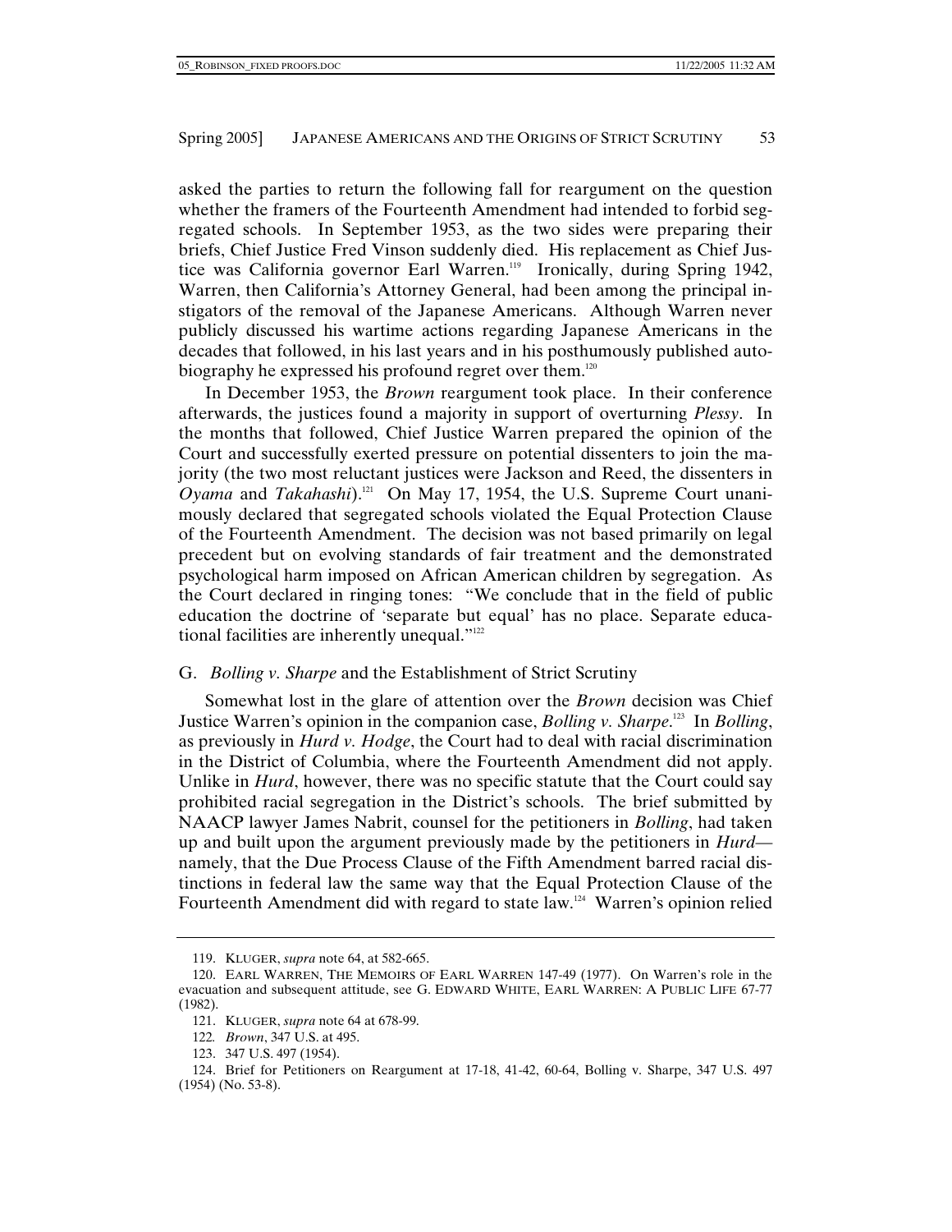asked the parties to return the following fall for reargument on the question whether the framers of the Fourteenth Amendment had intended to forbid segregated schools. In September 1953, as the two sides were preparing their briefs, Chief Justice Fred Vinson suddenly died. His replacement as Chief Justice was California governor Earl Warren.[119] Ironically, during Spring 1942, Warren, then California's Attorney General, had been among the principal instigators of the removal of the Japanese Americans. Although Warren never publicly discussed his wartime actions regarding Japanese Americans in the decades that followed, in his last years and in his posthumously published autobiography he expressed his profound regret over them.[120]

In December 1953, the *Brown* reargument took place. In their conference afterwards, the justices found a majority in support of overturning *Plessy*. In the months that followed, Chief Justice Warren prepared the opinion of the Court and successfully exerted pressure on potential dissenters to join the majority (the two most reluctant justices were Jackson and Reed, the dissenters in *Oyama* and *Takahashi*).[121] On May 17, 1954, the U.S. Supreme Court unanimously declared that segregated schools violated the Equal Protection Clause of the Fourteenth Amendment. The decision was not based primarily on legal precedent but on evolving standards of fair treatment and the demonstrated psychological harm imposed on African American children by segregation. As the Court declared in ringing tones: "We conclude that in the field of public education the doctrine of 'separate but equal' has no place. Separate educational facilities are inherently unequal."[122]

### G. *Bolling v. Sharpe* and the Establishment of Strict Scrutiny

Somewhat lost in the glare of attention over the *Brown* decision was Chief Justice Warren's opinion in the companion case, *Bolling v. Sharpe*.[123] In *Bolling*, as previously in *Hurd v. Hodge*, the Court had to deal with racial discrimination in the District of Columbia, where the Fourteenth Amendment did not apply. Unlike in *Hurd*, however, there was no specific statute that the Court could say prohibited racial segregation in the District's schools. The brief submitted by NAACP lawyer James Nabrit, counsel for the petitioners in *Bolling*, had taken up and built upon the argument previously made by the petitioners in *Hurd*—namely, that the Due Process Clause of the Fifth Amendment barred racial distinctions in federal law the same way that the Equal Protection Clause of the Fourteenth Amendment did with regard to state law.[124] Warren's opinion relied

---

119. KLUGER, *supra* note 64, at 582-665.

120. EARL WARREN, THE MEMOIRS OF EARL WARREN 147-49 (1977). On Warren's role in the evacuation and subsequent attitude, see G. EDWARD WHITE, EARL WARREN: A PUBLIC LIFE 67-77 (1982).

121. KLUGER, *supra* note 64 at 678-99.

122. *Brown*, 347 U.S. at 495.

123. 347 U.S. 497 (1954).

124. Brief for Petitioners on Reargument at 17-18, 41-42, 60-64, Bolling v. Sharpe, 347 U.S. 497 (1954) (No. 53-8).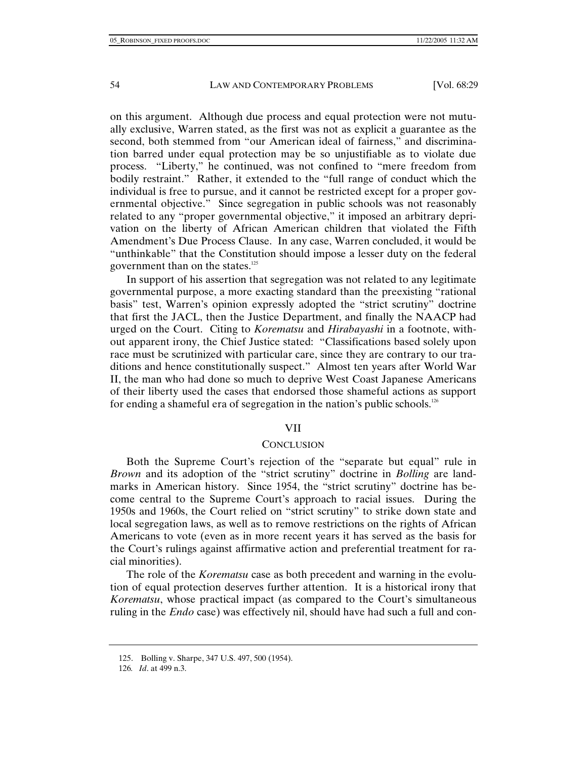on this argument. Although due process and equal protection were not mutually exclusive, Warren stated, as the first was not as explicit a guarantee as the second, both stemmed from "our American ideal of fairness," and discrimination barred under equal protection may be so unjustifiable as to violate due process. "Liberty," he continued, was not confined to "mere freedom from bodily restraint." Rather, it extended to the "full range of conduct which the individual is free to pursue, and it cannot be restricted except for a proper governmental objective." Since segregation in public schools was not reasonably related to any "proper governmental objective," it imposed an arbitrary deprivation on the liberty of African American children that violated the Fifth Amendment's Due Process Clause. In any case, Warren concluded, it would be "unthinkable" that the Constitution should impose a lesser duty on the federal government than on the states.[125]

In support of his assertion that segregation was not related to any legitimate governmental purpose, a more exacting standard than the preexisting "rational basis" test, Warren's opinion expressly adopted the "strict scrutiny" doctrine that first the JACL, then the Justice Department, and finally the NAACP had urged on the Court. Citing to *Korematsu* and *Hirabayashi* in a footnote, without apparent irony, the Chief Justice stated: "Classifications based solely upon race must be scrutinized with particular care, since they are contrary to our traditions and hence constitutionally suspect." Almost ten years after World War II, the man who had done so much to deprive West Coast Japanese Americans of their liberty used the cases that endorsed those shameful actions as support for ending a shameful era of segregation in the nation's public schools.[126]

## VII

## CONCLUSION

Both the Supreme Court's rejection of the "separate but equal" rule in *Brown* and its adoption of the "strict scrutiny" doctrine in *Bolling* are landmarks in American history. Since 1954, the "strict scrutiny" doctrine has become central to the Supreme Court's approach to racial issues. During the 1950s and 1960s, the Court relied on "strict scrutiny" to strike down state and local segregation laws, as well as to remove restrictions on the rights of African Americans to vote (even as in more recent years it has served as the basis for the Court's rulings against affirmative action and preferential treatment for racial minorities).

The role of the *Korematsu* case as both precedent and warning in the evolution of equal protection deserves further attention. It is a historical irony that *Korematsu*, whose practical impact (as compared to the Court's simultaneous ruling in the *Endo* case) was effectively nil, should have had such a full and con-

---

125. Bolling v. Sharpe, 347 U.S. 497, 500 (1954).

126. *Id*. at 499 n.3.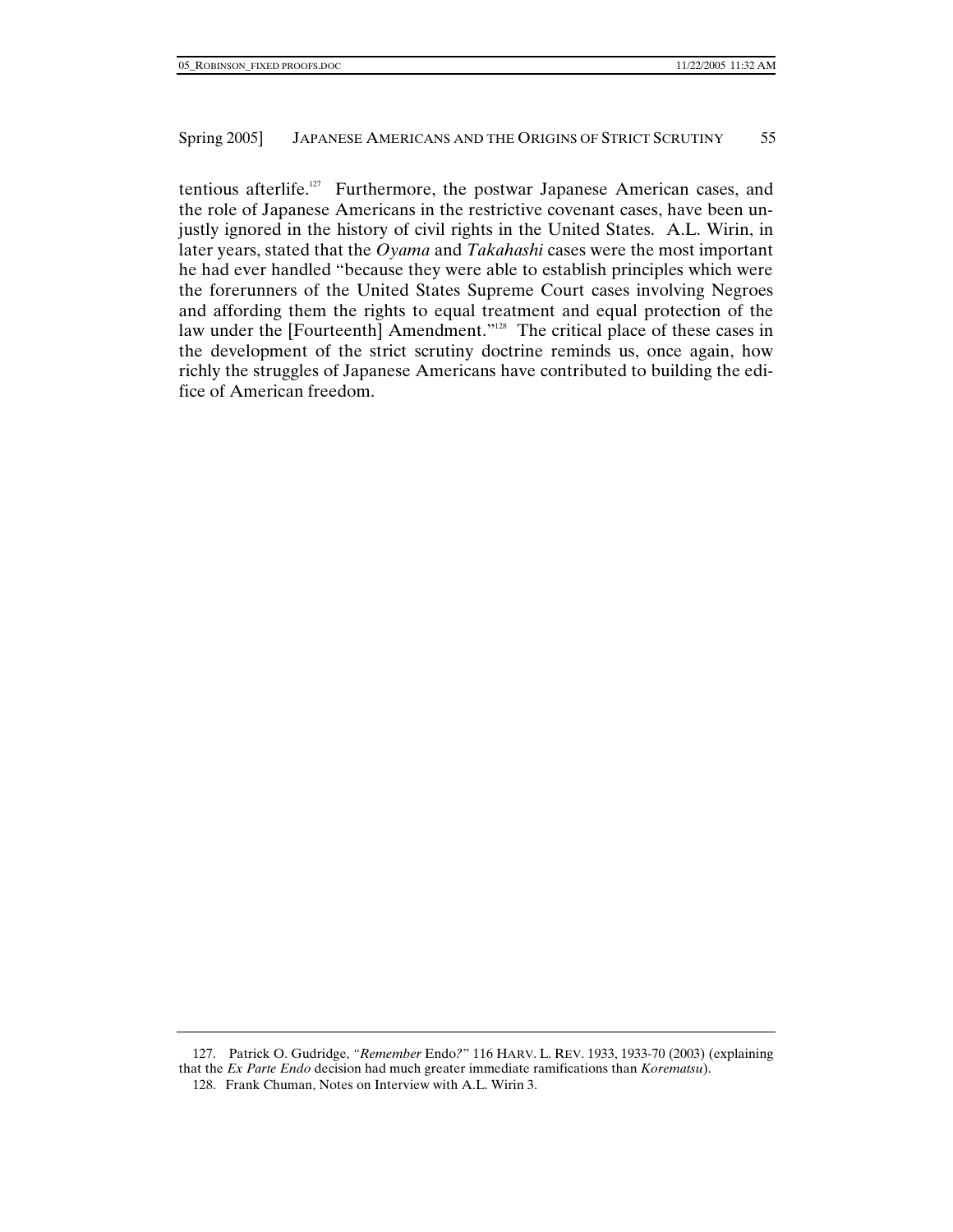tentious afterlife.[127] Furthermore, the postwar Japanese American cases, and the role of Japanese Americans in the restrictive covenant cases, have been unjustly ignored in the history of civil rights in the United States. A.L. Wirin, in later years, stated that the *Oyama* and *Takahashi* cases were the most important he had ever handled "because they were able to establish principles which were the forerunners of the United States Supreme Court cases involving Negroes and affording them the rights to equal treatment and equal protection of the law under the [Fourteenth] Amendment."[128] The critical place of these cases in the development of the strict scrutiny doctrine reminds us, once again, how richly the struggles of Japanese Americans have contributed to building the edifice of American freedom.

---

127. Patrick O. Gudridge, *"Remember* Endo*?"* 116 HARV. L. REV. 1933, 1933-70 (2003) (explaining that the *Ex Parte Endo* decision had much greater immediate ramifications than *Korematsu*).

128. Frank Chuman, Notes on Interview with A.L. Wirin 3.